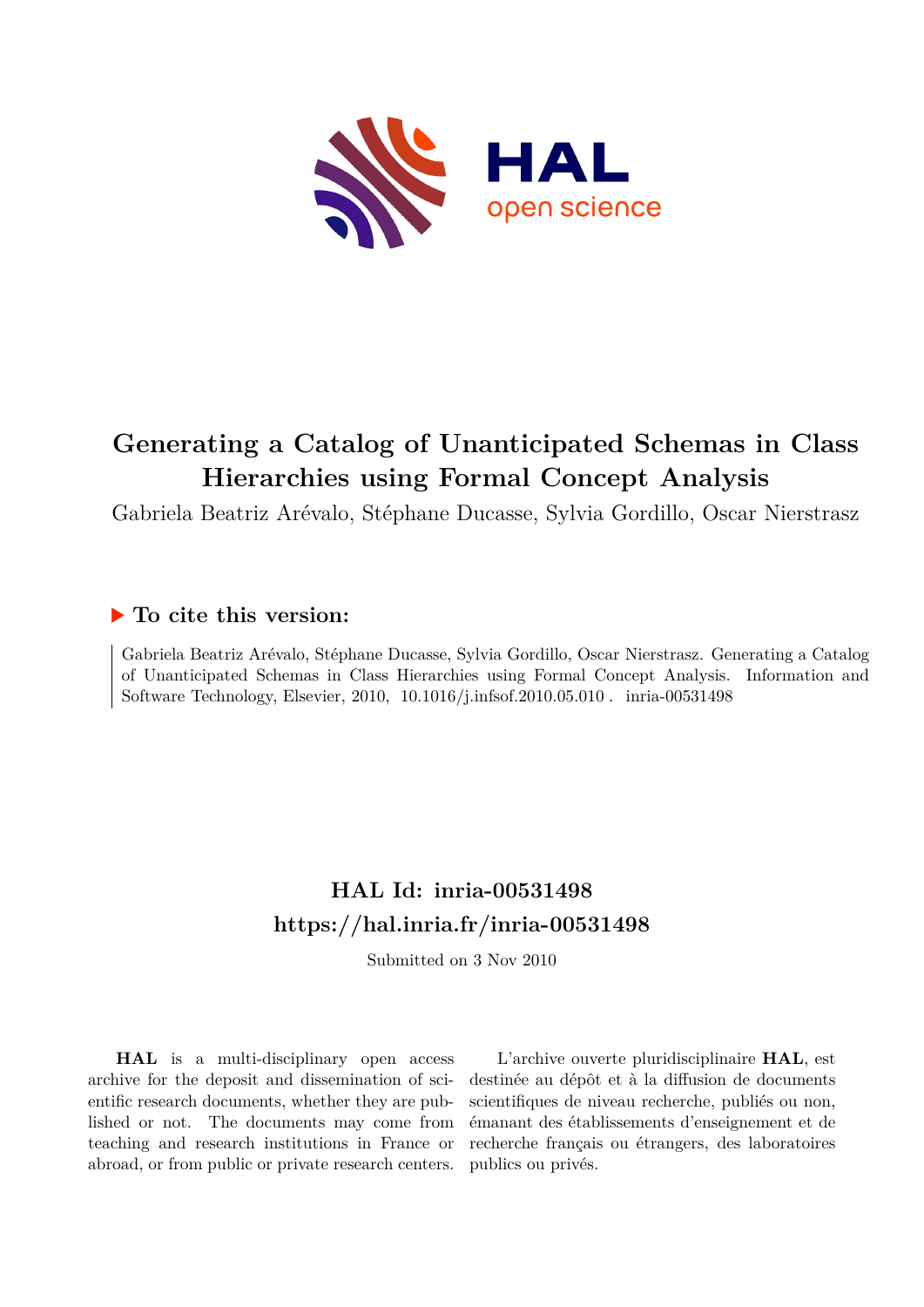# Generating a Catalog of Unanticipated Schemas in Class Hierarchies using Formal Concept Analysis

Gabriela Beatriz Arévalo, Stéphane Ducasse, Sylvia Gordillo, Oscar Nierstrasz

## ▶ To cite this version:

Gabriela Beatriz Arévalo, Stéphane Ducasse, Sylvia Gordillo, Oscar Nierstrasz. Generating a Catalog of Unanticipated Schemas in Class Hierarchies using Formal Concept Analysis. Information and Software Technology, Elsevier, 2010, 10.1016/j.infsof.2010.05.010 . inria-00531498

## HAL Id: inria-00531498

## https://hal.inria.fr/inria-00531498

Submitted on 3 Nov 2010

**HAL** is a multi-disciplinary open access archive for the deposit and dissemination of scientific research documents, whether they are published or not. The documents may come from teaching and research institutions in France or abroad, or from public or private research centers.

L'archive ouverte pluridisciplinaire **HAL**, est destinée au dépôt et à la diffusion de documents scientifiques de niveau recherche, publiés ou non, émanant des établissements d'enseignement et de recherche français ou étrangers, des laboratoires publics ou privés.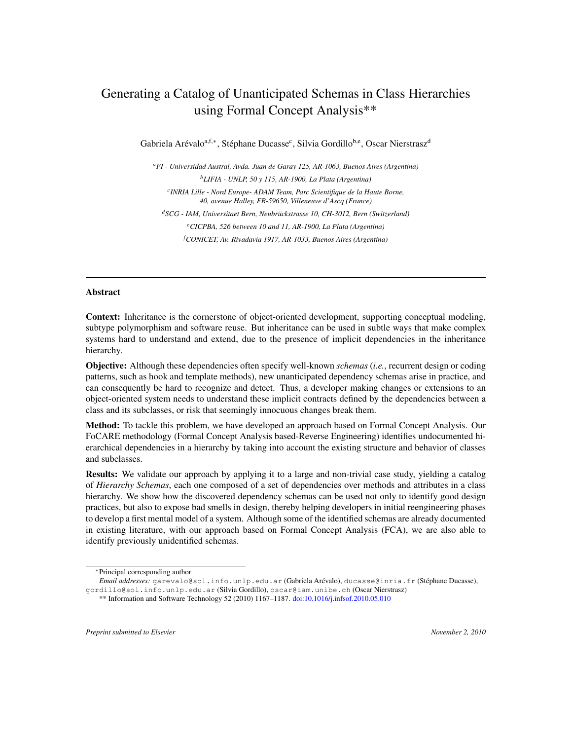# Generating a Catalog of Unanticipated Schemas in Class Hierarchies using Formal Concept Analysis**

Gabriela Arévalo[a,f,*], Stéphane Ducasse[c], Silvia Gordillo[b,e], Oscar Nierstrasz[d]

[a] *FI - Universidad Austral, Avda. Juan de Garay 125, AR-1063, Buenos Aires (Argentina)*

[b] *LIFIA - UNLP, 50 y 115, AR-1900, La Plata (Argentina)*

[c] *INRIA Lille - Nord Europe- ADAM Team, Parc Scientifique de la Haute Borne, 40, avenue Halley, FR-59650, Villeneuve d'Ascq (France)*

[d] *SCG - IAM, Universitaet Bern, Neubrückstrasse 10, CH-3012, Bern (Switzerland)*

[e] *CICPBA, 526 between 10 and 11, AR-1900, La Plata (Argentina)*

[f] *CONICET, Av. Rivadavia 1917, AR-1033, Buenos Aires (Argentina)*

---

## Abstract

**Context:** Inheritance is the cornerstone of object-oriented development, supporting conceptual modeling, subtype polymorphism and software reuse. But inheritance can be used in subtle ways that make complex systems hard to understand and extend, due to the presence of implicit dependencies in the inheritance hierarchy.

**Objective:** Although these dependencies often specify well-known *schemas* (*i.e.*, recurrent design or coding patterns, such as hook and template methods), new unanticipated dependency schemas arise in practice, and can consequently be hard to recognize and detect. Thus, a developer making changes or extensions to an object-oriented system needs to understand these implicit contracts defined by the dependencies between a class and its subclasses, or risk that seemingly innocuous changes break them.

**Method:** To tackle this problem, we have developed an approach based on Formal Concept Analysis. Our FoCARE methodology (Formal Concept Analysis based-Reverse Engineering) identifies undocumented hierarchical dependencies in a hierarchy by taking into account the existing structure and behavior of classes and subclasses.

**Results:** We validate our approach by applying it to a large and non-trivial case study, yielding a catalog of *Hierarchy Schemas*, each one composed of a set of dependencies over methods and attributes in a class hierarchy. We show how the discovered dependency schemas can be used not only to identify good design practices, but also to expose bad smells in design, thereby helping developers in initial reengineering phases to develop a first mental model of a system. Although some of the identified schemas are already documented in existing literature, with our approach based on Formal Concept Analysis (FCA), we are also able to identify previously unidentified schemas.

---

*Principal corresponding author

*Email addresses:* garevalo@sol.info.unlp.edu.ar (Gabriela Arévalo), ducasse@inria.fr (Stéphane Ducasse), gordillo@sol.info.unlp.edu.ar (Silvia Gordillo), oscar@iam.unibe.ch (Oscar Nierstrasz)

** Information and Software Technology 52 (2010) 1167–1187. doi:10.1016/j.infsof.2010.05.010

*Preprint submitted to Elsevier* *November 2, 2010*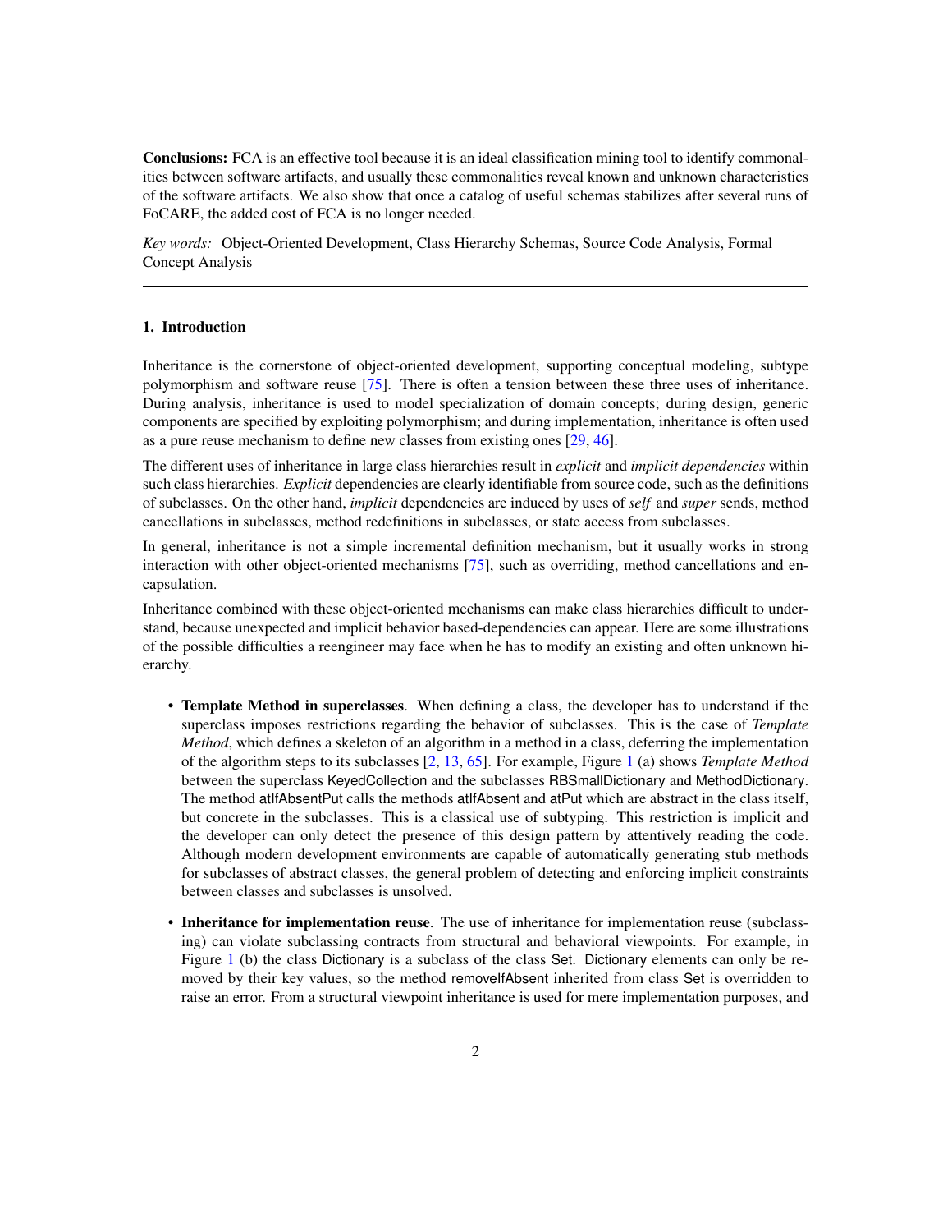**Conclusions:** FCA is an effective tool because it is an ideal classification mining tool to identify commonalities between software artifacts, and usually these commonalities reveal known and unknown characteristics of the software artifacts. We also show that once a catalog of useful schemas stabilizes after several runs of FoCARE, the added cost of FCA is no longer needed.

*Key words:* Object-Oriented Development, Class Hierarchy Schemas, Source Code Analysis, Formal Concept Analysis

---

## 1. Introduction

Inheritance is the cornerstone of object-oriented development, supporting conceptual modeling, subtype polymorphism and software reuse [75]. There is often a tension between these three uses of inheritance. During analysis, inheritance is used to model specialization of domain concepts; during design, generic components are specified by exploiting polymorphism; and during implementation, inheritance is often used as a pure reuse mechanism to define new classes from existing ones [29, 46].

The different uses of inheritance in large class hierarchies result in *explicit* and *implicit dependencies* within such class hierarchies. *Explicit* dependencies are clearly identifiable from source code, such as the definitions of subclasses. On the other hand, *implicit* dependencies are induced by uses of *self* and *super* sends, method cancellations in subclasses, method redefinitions in subclasses, or state access from subclasses.

In general, inheritance is not a simple incremental definition mechanism, but it usually works in strong interaction with other object-oriented mechanisms [75], such as overriding, method cancellations and encapsulation.

Inheritance combined with these object-oriented mechanisms can make class hierarchies difficult to understand, because unexpected and implicit behavior based-dependencies can appear. Here are some illustrations of the possible difficulties a reengineer may face when he has to modify an existing and often unknown hierarchy.

- **Template Method in superclasses**. When defining a class, the developer has to understand if the superclass imposes restrictions regarding the behavior of subclasses. This is the case of *Template Method*, which defines a skeleton of an algorithm in a method in a class, deferring the implementation of the algorithm steps to its subclasses [2, 13, 65]. For example, Figure 1 (a) shows *Template Method* between the superclass KeyedCollection and the subclasses RBSmallDictionary and MethodDictionary. The method atIfAbsentPut calls the methods atIfAbsent and atPut which are abstract in the class itself, but concrete in the subclasses. This is a classical use of subtyping. This restriction is implicit and the developer can only detect the presence of this design pattern by attentively reading the code. Although modern development environments are capable of automatically generating stub methods for subclasses of abstract classes, the general problem of detecting and enforcing implicit constraints between classes and subclasses is unsolved.

- **Inheritance for implementation reuse**. The use of inheritance for implementation reuse (subclassing) can violate subclassing contracts from structural and behavioral viewpoints. For example, in Figure 1 (b) the class Dictionary is a subclass of the class Set. Dictionary elements can only be removed by their key values, so the method removeIfAbsent inherited from class Set is overridden to raise an error. From a structural viewpoint inheritance is used for mere implementation purposes, and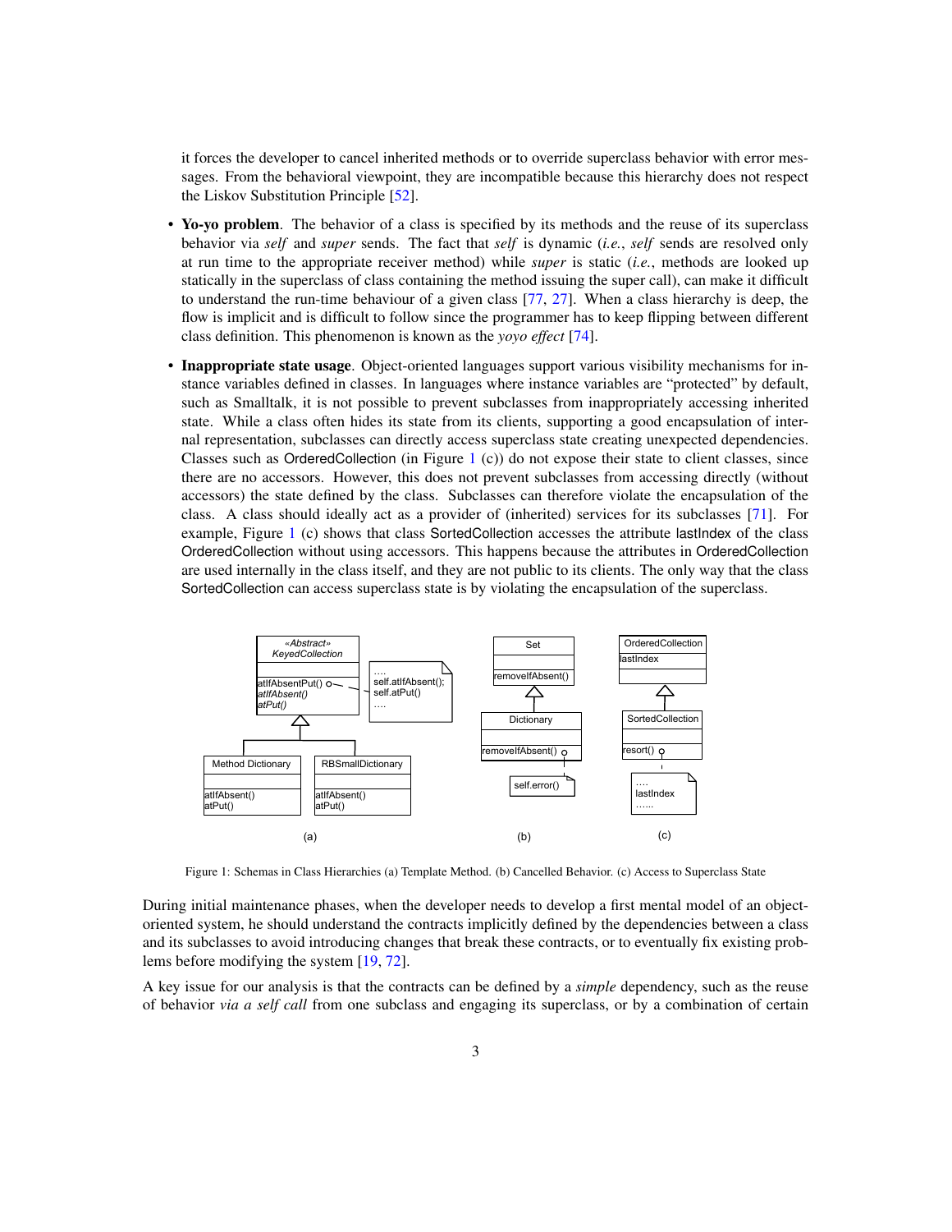it forces the developer to cancel inherited methods or to override superclass behavior with error messages. From the behavioral viewpoint, they are incompatible because this hierarchy does not respect the Liskov Substitution Principle [52].

- **Yo-yo problem**. The behavior of a class is specified by its methods and the reuse of its superclass behavior via *self* and *super* sends. The fact that *self* is dynamic (*i.e.*, *self* sends are resolved only at run time to the appropriate receiver method) while *super* is static (*i.e.*, methods are looked up statically in the superclass of class containing the method issuing the super call), can make it difficult to understand the run-time behaviour of a given class [77, 27]. When a class hierarchy is deep, the flow is implicit and is difficult to follow since the programmer has to keep flipping between different class definition. This phenomenon is known as the *yoyo effect* [74].

- **Inappropriate state usage**. Object-oriented languages support various visibility mechanisms for instance variables defined in classes. In languages where instance variables are "protected" by default, such as Smalltalk, it is not possible to prevent subclasses from inappropriately accessing inherited state. While a class often hides its state from its clients, supporting a good encapsulation of internal representation, subclasses can directly access superclass state creating unexpected dependencies. Classes such as OrderedCollection (in Figure 1 (c)) do not expose their state to client classes, since there are no accessors. However, this does not prevent subclasses from accessing directly (without accessors) the state defined by the class. Subclasses can therefore violate the encapsulation of the class. A class should ideally act as a provider of (inherited) services for its subclasses [71]. For example, Figure 1 (c) shows that class SortedCollection accesses the attribute lastIndex of the class OrderedCollection without using accessors. This happens because the attributes in OrderedCollection are used internally in the class itself, and they are not public to its clients. The only way that the class SortedCollection can access superclass state is by violating the encapsulation of the superclass.

Figure 1: Schemas in Class Hierarchies (a) Template Method. (b) Cancelled Behavior. (c) Access to Superclass State

During initial maintenance phases, when the developer needs to develop a first mental model of an object-oriented system, he should understand the contracts implicitly defined by the dependencies between a class and its subclasses to avoid introducing changes that break these contracts, or to eventually fix existing problems before modifying the system [19, 72].

A key issue for our analysis is that the contracts can be defined by a *simple* dependency, such as the reuse of behavior *via a self call* from one subclass and engaging its superclass, or by a combination of certain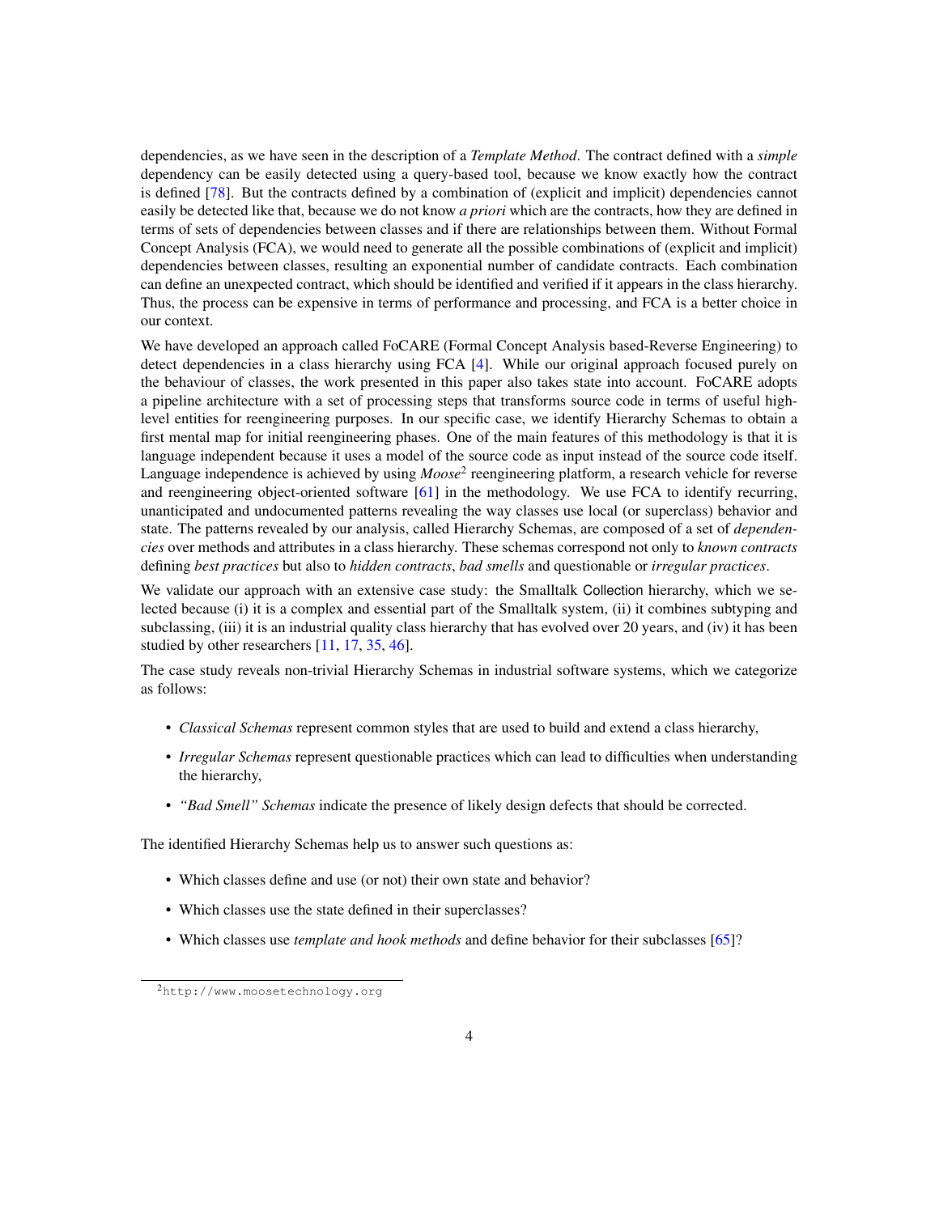dependencies, as we have seen in the description of a *Template Method*. The contract defined with a *simple* dependency can be easily detected using a query-based tool, because we know exactly how the contract is defined [78]. But the contracts defined by a combination of (explicit and implicit) dependencies cannot easily be detected like that, because we do not know *a priori* which are the contracts, how they are defined in terms of sets of dependencies between classes and if there are relationships between them. Without Formal Concept Analysis (FCA), we would need to generate all the possible combinations of (explicit and implicit) dependencies between classes, resulting an exponential number of candidate contracts. Each combination can define an unexpected contract, which should be identified and verified if it appears in the class hierarchy. Thus, the process can be expensive in terms of performance and processing, and FCA is a better choice in our context.

We have developed an approach called FoCARE (Formal Concept Analysis based-Reverse Engineering) to detect dependencies in a class hierarchy using FCA [4]. While our original approach focused purely on the behaviour of classes, the work presented in this paper also takes state into account. FoCARE adopts a pipeline architecture with a set of processing steps that transforms source code in terms of useful high-level entities for reengineering purposes. In our specific case, we identify Hierarchy Schemas to obtain a first mental map for initial reengineering phases. One of the main features of this methodology is that it is language independent because it uses a model of the source code as input instead of the source code itself. Language independence is achieved by using *Moose*[2] reengineering platform, a research vehicle for reverse and reengineering object-oriented software [61] in the methodology. We use FCA to identify recurring, unanticipated and undocumented patterns revealing the way classes use local (or superclass) behavior and state. The patterns revealed by our analysis, called Hierarchy Schemas, are composed of a set of *dependencies* over methods and attributes in a class hierarchy. These schemas correspond not only to *known contracts* defining *best practices* but also to *hidden contracts*, *bad smells* and questionable or *irregular practices*.

We validate our approach with an extensive case study: the Smalltalk Collection hierarchy, which we selected because (i) it is a complex and essential part of the Smalltalk system, (ii) it combines subtyping and subclassing, (iii) it is an industrial quality class hierarchy that has evolved over 20 years, and (iv) it has been studied by other researchers [11, 17, 35, 46].

The case study reveals non-trivial Hierarchy Schemas in industrial software systems, which we categorize as follows:

- *Classical Schemas* represent common styles that are used to build and extend a class hierarchy,
- *Irregular Schemas* represent questionable practices which can lead to difficulties when understanding the hierarchy,
- *"Bad Smell" Schemas* indicate the presence of likely design defects that should be corrected.

The identified Hierarchy Schemas help us to answer such questions as:

- Which classes define and use (or not) their own state and behavior?
- Which classes use the state defined in their superclasses?
- Which classes use *template and hook methods* and define behavior for their subclasses [65]?

[2] http://www.moosetechnology.org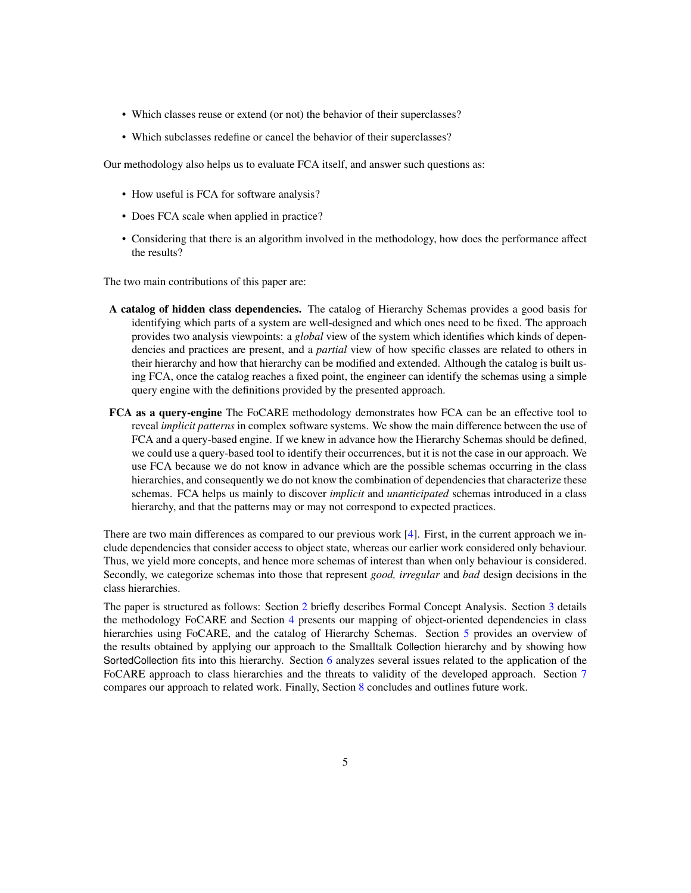- Which classes reuse or extend (or not) the behavior of their superclasses?
- Which subclasses redefine or cancel the behavior of their superclasses?

Our methodology also helps us to evaluate FCA itself, and answer such questions as:

- How useful is FCA for software analysis?
- Does FCA scale when applied in practice?
- Considering that there is an algorithm involved in the methodology, how does the performance affect the results?

The two main contributions of this paper are:

**A catalog of hidden class dependencies.** The catalog of Hierarchy Schemas provides a good basis for identifying which parts of a system are well-designed and which ones need to be fixed. The approach provides two analysis viewpoints: a *global* view of the system which identifies which kinds of dependencies and practices are present, and a *partial* view of how specific classes are related to others in their hierarchy and how that hierarchy can be modified and extended. Although the catalog is built using FCA, once the catalog reaches a fixed point, the engineer can identify the schemas using a simple query engine with the definitions provided by the presented approach.

**FCA as a query-engine** The FoCARE methodology demonstrates how FCA can be an effective tool to reveal *implicit patterns* in complex software systems. We show the main difference between the use of FCA and a query-based engine. If we knew in advance how the Hierarchy Schemas should be defined, we could use a query-based tool to identify their occurrences, but it is not the case in our approach. We use FCA because we do not know in advance which are the possible schemas occurring in the class hierarchies, and consequently we do not know the combination of dependencies that characterize these schemas. FCA helps us mainly to discover *implicit* and *unanticipated* schemas introduced in a class hierarchy, and that the patterns may or may not correspond to expected practices.

There are two main differences as compared to our previous work [4]. First, in the current approach we include dependencies that consider access to object state, whereas our earlier work considered only behaviour. Thus, we yield more concepts, and hence more schemas of interest than when only behaviour is considered. Secondly, we categorize schemas into those that represent *good, irregular* and *bad* design decisions in the class hierarchies.

The paper is structured as follows: Section 2 briefly describes Formal Concept Analysis. Section 3 details the methodology FoCARE and Section 4 presents our mapping of object-oriented dependencies in class hierarchies using FoCARE, and the catalog of Hierarchy Schemas. Section 5 provides an overview of the results obtained by applying our approach to the Smalltalk Collection hierarchy and by showing how SortedCollection fits into this hierarchy. Section 6 analyzes several issues related to the application of the FoCARE approach to class hierarchies and the threats to validity of the developed approach. Section 7 compares our approach to related work. Finally, Section 8 concludes and outlines future work.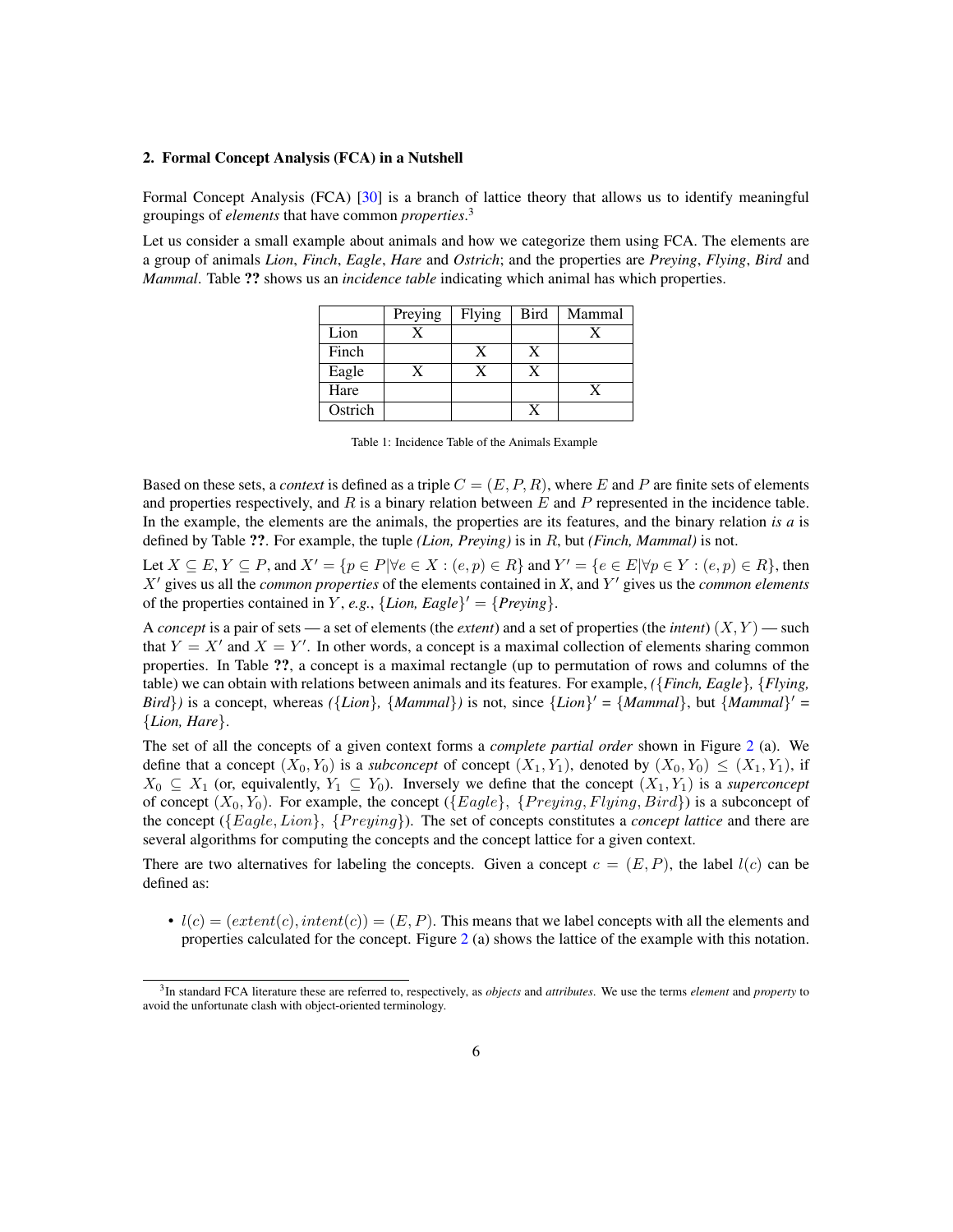## 2. Formal Concept Analysis (FCA) in a Nutshell

Formal Concept Analysis (FCA) [30] is a branch of lattice theory that allows us to identify meaningful groupings of *elements* that have common *properties*.[3]

Let us consider a small example about animals and how we categorize them using FCA. The elements are a group of animals *Lion*, *Finch*, *Eagle*, *Hare* and *Ostrich*; and the properties are *Preying*, *Flying*, *Bird* and *Mammal*. Table **??** shows us an *incidence table* indicating which animal has which properties.

| | Preying | Flying | Bird | Mammal |
|---|---|---|---|---|
| Lion | X | | | X |
| Finch | | X | X | |
| Eagle | X | X | X | |
| Hare | | | | X |
| Ostrich | | | X | |

Table 1: Incidence Table of the Animals Example

Based on these sets, a *context* is defined as a triple $C = (E, P, R)$, where $E$ and $P$ are finite sets of elements and properties respectively, and $R$ is a binary relation between $E$ and $P$ represented in the incidence table. In the example, the elements are the animals, the properties are its features, and the binary relation *is a* is defined by Table **??**. For example, the tuple *(Lion, Preying)* is in $R$, but *(Finch, Mammal)* is not.

Let $X \subseteq E$, $Y \subseteq P$, and $X' = \{p \in P | \forall e \in X : (e, p) \in R\}$ and $Y' = \{e \in E | \forall p \in Y : (e, p) \in R\}$, then $X'$ gives us all the *common properties* of the elements contained in *X*, and $Y'$ gives us the *common elements* of the properties contained in $Y$, *e.g.*, $\{$*Lion, Eagle*$\}' = \{$*Preying*$\}$.

A *concept* is a pair of sets — a set of elements (the *extent*) and a set of properties (the *intent*) $(X, Y)$ — such that $Y = X'$ and $X = Y'$. In other words, a concept is a maximal collection of elements sharing common properties. In Table **??**, a concept is a maximal rectangle (up to permutation of rows and columns of the table) we can obtain with relations between animals and its features. For example, *(*$\{$*Finch, Eagle*$\}$*,* $\{$*Flying, Bird*$\}$*)* is a concept, whereas *(*$\{$*Lion*$\}$*,* $\{$*Mammal*$\}$*)* is not, since $\{$*Lion*$\}'$ = $\{$*Mammal*$\}$, but $\{$*Mammal*$\}'$ = $\{$*Lion, Hare*$\}$.

The set of all the concepts of a given context forms a *complete partial order* shown in Figure 2 (a). We define that a concept $(X_0, Y_0)$ is a *subconcept* of concept $(X_1, Y_1)$, denoted by $(X_0, Y_0) \leq (X_1, Y_1)$, if $X_0 \subseteq X_1$ (or, equivalently, $Y_1 \subseteq Y_0$). Inversely we define that the concept $(X_1, Y_1)$ is a *superconcept* of concept $(X_0, Y_0)$. For example, the concept $(\{Eagle\}, \{Preying, Flying, Bird\})$ is a subconcept of the concept $(\{Eagle, Lion\}, \{Preying\})$. The set of concepts constitutes a *concept lattice* and there are several algorithms for computing the concepts and the concept lattice for a given context.

There are two alternatives for labeling the concepts. Given a concept $c = (E, P)$, the label $l(c)$ can be defined as:

- $l(c) = (extent(c), intent(c)) = (E, P)$. This means that we label concepts with all the elements and properties calculated for the concept. Figure 2 (a) shows the lattice of the example with this notation.

[3] In standard FCA literature these are referred to, respectively, as *objects* and *attributes*. We use the terms *element* and *property* to avoid the unfortunate clash with object-oriented terminology.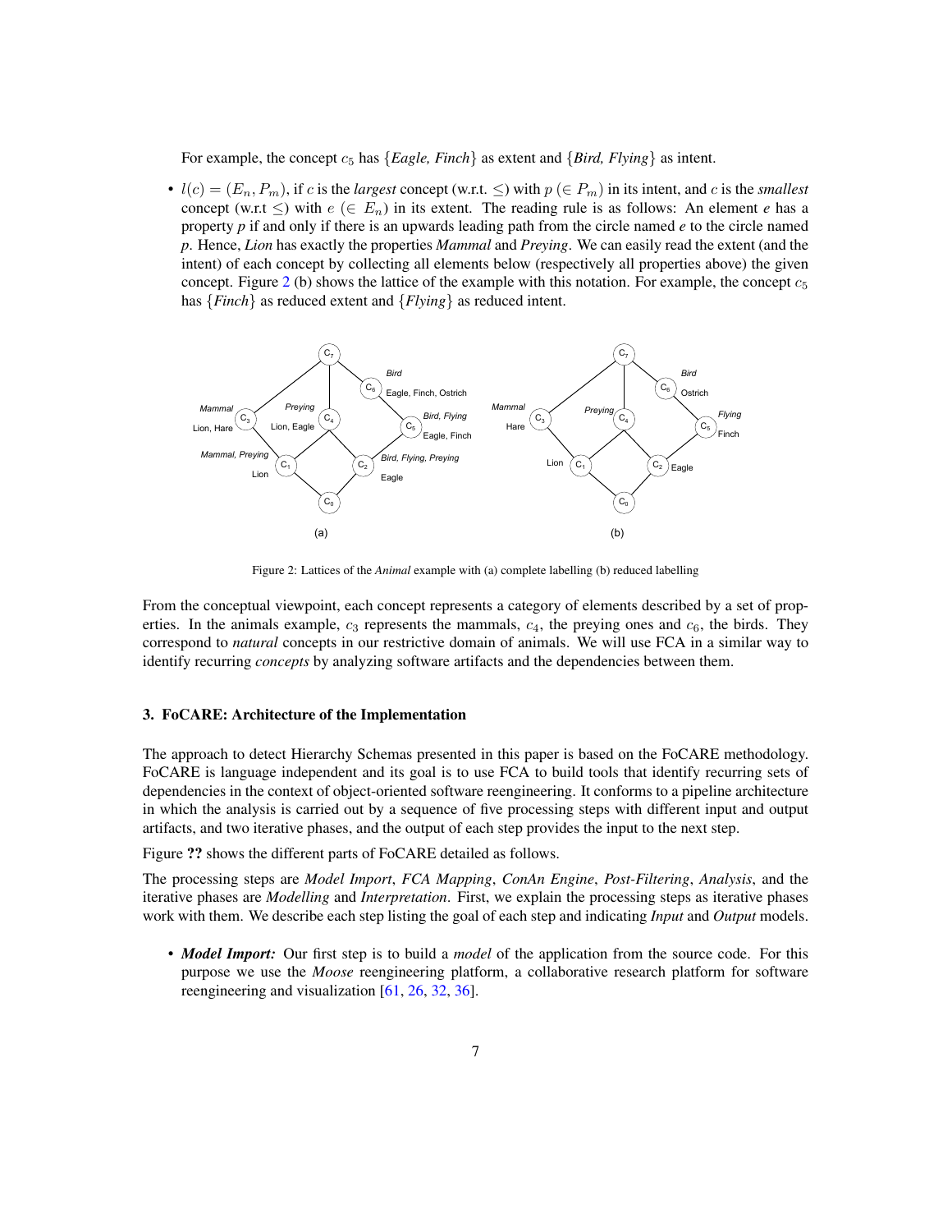For example, the concept $c_5$ has {*Eagle, Finch*} as extent and {*Bird, Flying*} as intent.

- $l(c) = (E_n, P_m)$, if $c$ is the *largest* concept (w.r.t. $\leq$) with $p$ ($\in P_m$) in its intent, and $c$ is the *smallest* concept (w.r.t $\leq$) with $e$ ($\in E_n$) in its extent. The reading rule is as follows: An element *e* has a property *p* if and only if there is an upwards leading path from the circle named *e* to the circle named *p*. Hence, *Lion* has exactly the properties *Mammal* and *Preying*. We can easily read the extent (and the intent) of each concept by collecting all elements below (respectively all properties above) the given concept. Figure 2 (b) shows the lattice of the example with this notation. For example, the concept $c_5$ has {*Finch*} as reduced extent and {*Flying*} as reduced intent.

Figure 2: Lattices of the *Animal* example with (a) complete labelling (b) reduced labelling

From the conceptual viewpoint, each concept represents a category of elements described by a set of properties. In the animals example, $c_3$ represents the mammals, $c_4$, the preying ones and $c_6$, the birds. They correspond to *natural* concepts in our restrictive domain of animals. We will use FCA in a similar way to identify recurring *concepts* by analyzing software artifacts and the dependencies between them.

## 3. FoCARE: Architecture of the Implementation

The approach to detect Hierarchy Schemas presented in this paper is based on the FoCARE methodology. FoCARE is language independent and its goal is to use FCA to build tools that identify recurring sets of dependencies in the context of object-oriented software reengineering. It conforms to a pipeline architecture in which the analysis is carried out by a sequence of five processing steps with different input and output artifacts, and two iterative phases, and the output of each step provides the input to the next step.

Figure **??** shows the different parts of FoCARE detailed as follows.

The processing steps are *Model Import*, *FCA Mapping*, *ConAn Engine*, *Post-Filtering*, *Analysis*, and the iterative phases are *Modelling* and *Interpretation*. First, we explain the processing steps as iterative phases work with them. We describe each step listing the goal of each step and indicating *Input* and *Output* models.

- ***Model Import:*** Our first step is to build a *model* of the application from the source code. For this purpose we use the *Moose* reengineering platform, a collaborative research platform for software reengineering and visualization [61, 26, 32, 36].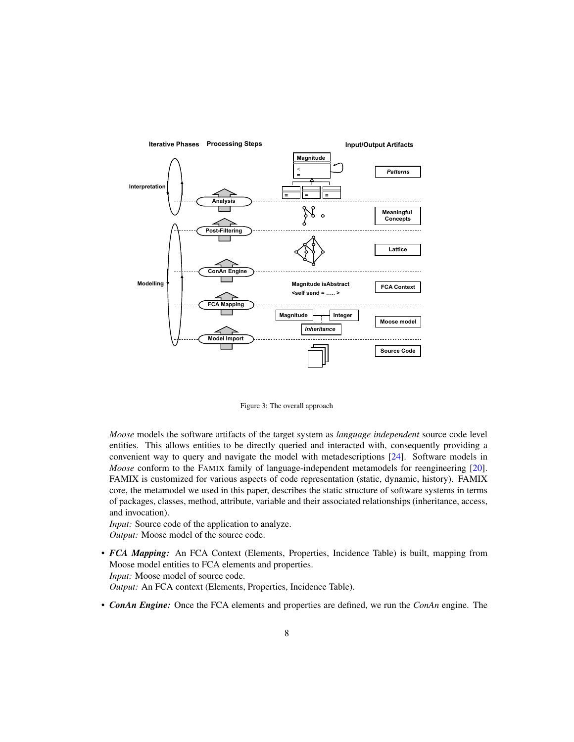Figure 3: The overall approach

*Moose* models the software artifacts of the target system as *language independent* source code level entities. This allows entities to be directly queried and interacted with, consequently providing a convenient way to query and navigate the model with metadescriptions [24]. Software models in *Moose* conform to the FAMIX family of language-independent metamodels for reengineering [20]. FAMIX is customized for various aspects of code representation (static, dynamic, history). FAMIX core, the metamodel we used in this paper, describes the static structure of software systems in terms of packages, classes, method, attribute, variable and their associated relationships (inheritance, access, and invocation).
*Input:* Source code of the application to analyze.
*Output:* Moose model of the source code.

- ***FCA Mapping:*** An FCA Context (Elements, Properties, Incidence Table) is built, mapping from Moose model entities to FCA elements and properties.
  *Input:* Moose model of source code.
  *Output:* An FCA context (Elements, Properties, Incidence Table).

- ***ConAn Engine:*** Once the FCA elements and properties are defined, we run the *ConAn* engine. The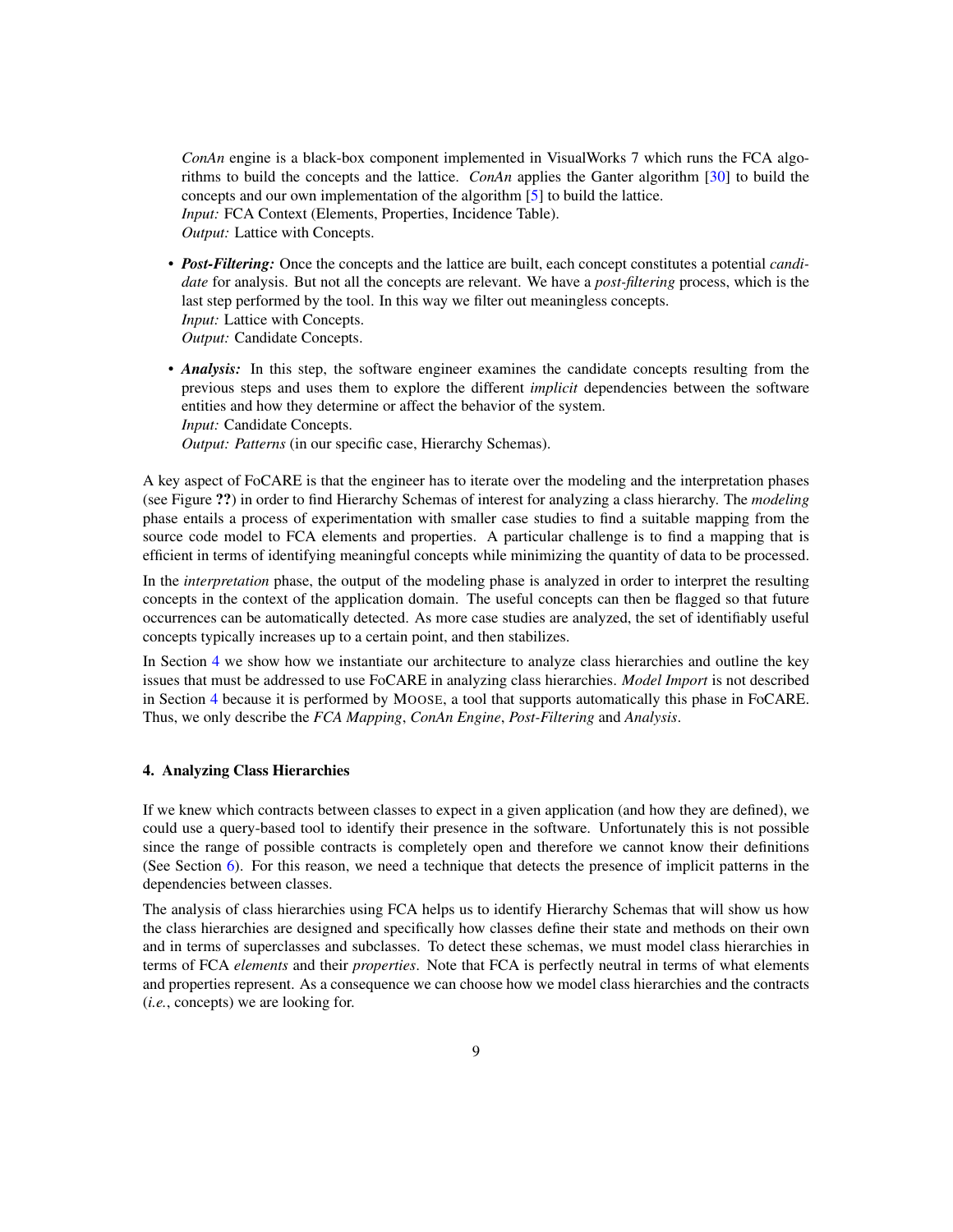*ConAn* engine is a black-box component implemented in VisualWorks 7 which runs the FCA algorithms to build the concepts and the lattice. *ConAn* applies the Ganter algorithm [30] to build the concepts and our own implementation of the algorithm [5] to build the lattice.
*Input:* FCA Context (Elements, Properties, Incidence Table).
*Output:* Lattice with Concepts.

- ***Post-Filtering:*** Once the concepts and the lattice are built, each concept constitutes a potential *candidate* for analysis. But not all the concepts are relevant. We have a *post-filtering* process, which is the last step performed by the tool. In this way we filter out meaningless concepts.
*Input:* Lattice with Concepts.
*Output:* Candidate Concepts.

- ***Analysis:*** In this step, the software engineer examines the candidate concepts resulting from the previous steps and uses them to explore the different *implicit* dependencies between the software entities and how they determine or affect the behavior of the system.
*Input:* Candidate Concepts.
*Output:* *Patterns* (in our specific case, Hierarchy Schemas).

A key aspect of FoCARE is that the engineer has to iterate over the modeling and the interpretation phases (see Figure **??**) in order to find Hierarchy Schemas of interest for analyzing a class hierarchy. The *modeling* phase entails a process of experimentation with smaller case studies to find a suitable mapping from the source code model to FCA elements and properties. A particular challenge is to find a mapping that is efficient in terms of identifying meaningful concepts while minimizing the quantity of data to be processed.

In the *interpretation* phase, the output of the modeling phase is analyzed in order to interpret the resulting concepts in the context of the application domain. The useful concepts can then be flagged so that future occurrences can be automatically detected. As more case studies are analyzed, the set of identifiably useful concepts typically increases up to a certain point, and then stabilizes.

In Section 4 we show how we instantiate our architecture to analyze class hierarchies and outline the key issues that must be addressed to use FoCARE in analyzing class hierarchies. *Model Import* is not described in Section 4 because it is performed by MOOSE, a tool that supports automatically this phase in FoCARE. Thus, we only describe the *FCA Mapping*, *ConAn Engine*, *Post-Filtering* and *Analysis*.

### 4. Analyzing Class Hierarchies

If we knew which contracts between classes to expect in a given application (and how they are defined), we could use a query-based tool to identify their presence in the software. Unfortunately this is not possible since the range of possible contracts is completely open and therefore we cannot know their definitions (See Section 6). For this reason, we need a technique that detects the presence of implicit patterns in the dependencies between classes.

The analysis of class hierarchies using FCA helps us to identify Hierarchy Schemas that will show us how the class hierarchies are designed and specifically how classes define their state and methods on their own and in terms of superclasses and subclasses. To detect these schemas, we must model class hierarchies in terms of FCA *elements* and their *properties*. Note that FCA is perfectly neutral in terms of what elements and properties represent. As a consequence we can choose how we model class hierarchies and the contracts (*i.e.*, concepts) we are looking for.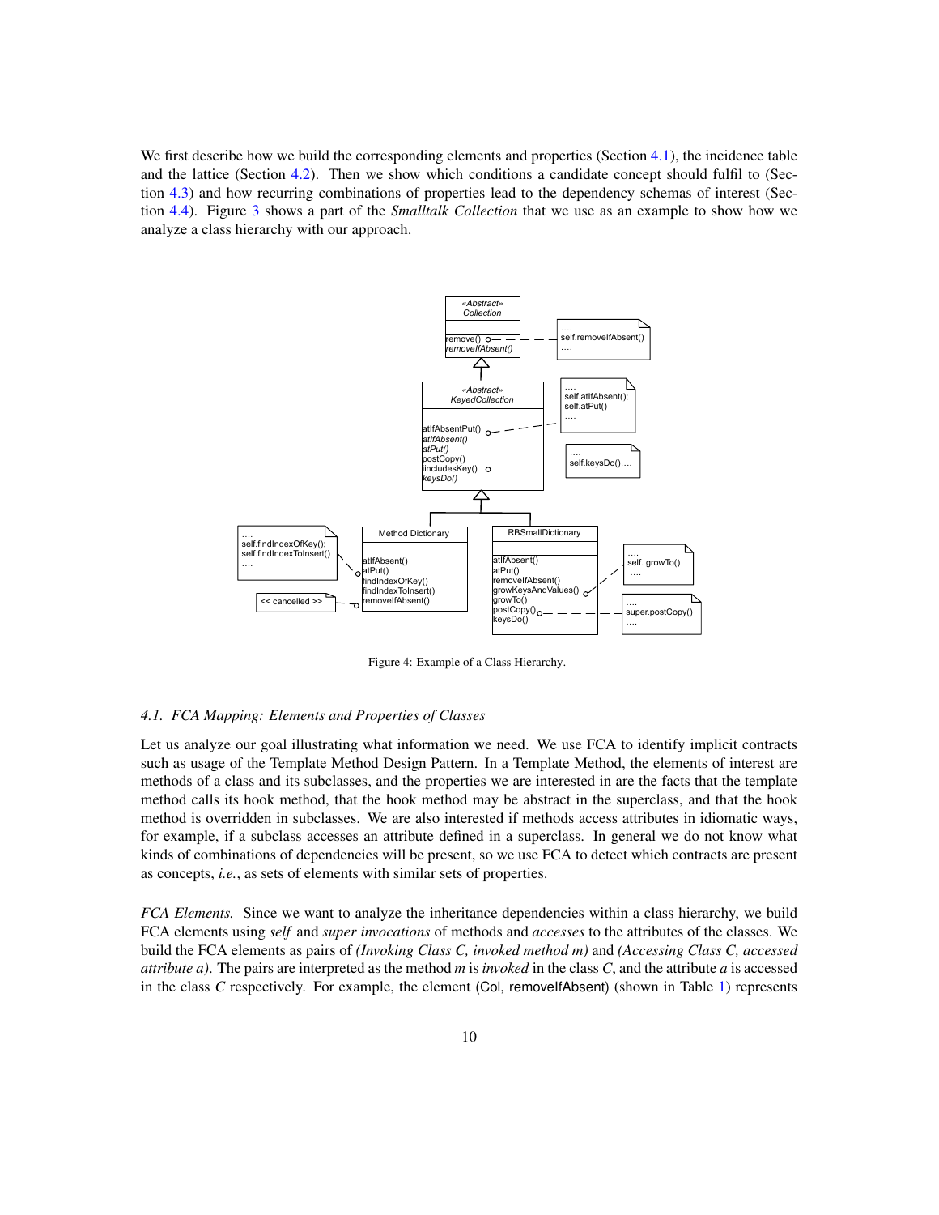We first describe how we build the corresponding elements and properties (Section 4.1), the incidence table and the lattice (Section 4.2). Then we show which conditions a candidate concept should fulfil to (Section 4.3) and how recurring combinations of properties lead to the dependency schemas of interest (Section 4.4). Figure 3 shows a part of the *Smalltalk Collection* that we use as an example to show how we analyze a class hierarchy with our approach.

Figure 4: Example of a Class Hierarchy.

### 4.1. FCA Mapping: Elements and Properties of Classes

Let us analyze our goal illustrating what information we need. We use FCA to identify implicit contracts such as usage of the Template Method Design Pattern. In a Template Method, the elements of interest are methods of a class and its subclasses, and the properties we are interested in are the facts that the template method calls its hook method, that the hook method may be abstract in the superclass, and that the hook method is overridden in subclasses. We are also interested if methods access attributes in idiomatic ways, for example, if a subclass accesses an attribute defined in a superclass. In general we do not know what kinds of combinations of dependencies will be present, so we use FCA to detect which contracts are present as concepts, *i.e.*, as sets of elements with similar sets of properties.

*FCA Elements.* Since we want to analyze the inheritance dependencies within a class hierarchy, we build FCA elements using *self* and *super invocations* of methods and *accesses* to the attributes of the classes. We build the FCA elements as pairs of *(Invoking Class C, invoked method m)* and *(Accessing Class C, accessed attribute a)*. The pairs are interpreted as the method *m* is *invoked* in the class *C*, and the attribute *a* is accessed in the class *C* respectively. For example, the element (Col, removeIfAbsent) (shown in Table 1) represents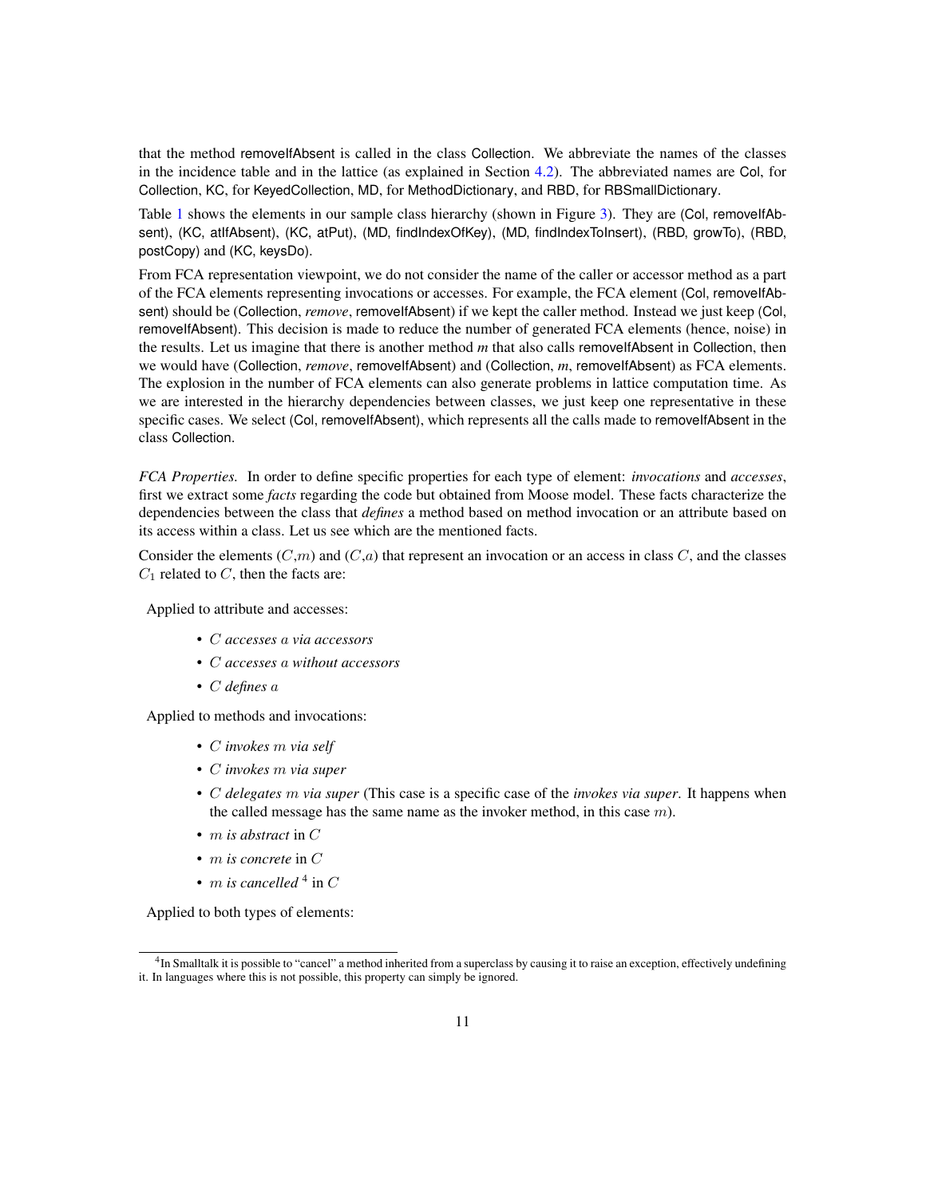that the method removeIfAbsent is called in the class Collection. We abbreviate the names of the classes in the incidence table and in the lattice (as explained in Section 4.2). The abbreviated names are Col, for Collection, KC, for KeyedCollection, MD, for MethodDictionary, and RBD, for RBSmallDictionary.

Table 1 shows the elements in our sample class hierarchy (shown in Figure 3). They are (Col, removeIfAbsent), (KC, atIfAbsent), (KC, atPut), (MD, findIndexOfKey), (MD, findIndexToInsert), (RBD, growTo), (RBD, postCopy) and (KC, keysDo).

From FCA representation viewpoint, we do not consider the name of the caller or accessor method as a part of the FCA elements representing invocations or accesses. For example, the FCA element (Col, removeIfAbsent) should be (Collection, *remove*, removeIfAbsent) if we kept the caller method. Instead we just keep (Col, removeIfAbsent). This decision is made to reduce the number of generated FCA elements (hence, noise) in the results. Let us imagine that there is another method *m* that also calls removeIfAbsent in Collection, then we would have (Collection, *remove*, removeIfAbsent) and (Collection, *m*, removeIfAbsent) as FCA elements. The explosion in the number of FCA elements can also generate problems in lattice computation time. As we are interested in the hierarchy dependencies between classes, we just keep one representative in these specific cases. We select (Col, removeIfAbsent), which represents all the calls made to removeIfAbsent in the class Collection.

*FCA Properties.* In order to define specific properties for each type of element: *invocations* and *accesses*, first we extract some *facts* regarding the code but obtained from Moose model. These facts characterize the dependencies between the class that *defines* a method based on method invocation or an attribute based on its access within a class. Let us see which are the mentioned facts.

Consider the elements ($C$,$m$) and ($C$,$a$) that represent an invocation or an access in class $C$, and the classes $C_1$ related to $C$, then the facts are:

Applied to attribute and accesses:

- $C$ *accesses* $a$ *via accessors*
- $C$ *accesses* $a$ *without accessors*
- $C$ *defines* $a$

Applied to methods and invocations:

- $C$ *invokes* $m$ *via self*
- $C$ *invokes* $m$ *via super*
- $C$ *delegates* $m$ *via super* (This case is a specific case of the *invokes via super*. It happens when the called message has the same name as the invoker method, in this case $m$).
- $m$ *is abstract* in $C$
- $m$ *is concrete* in $C$
- $m$ *is cancelled* [4] in $C$

Applied to both types of elements:

[4] In Smalltalk it is possible to "cancel" a method inherited from a superclass by causing it to raise an exception, effectively undefining it. In languages where this is not possible, this property can simply be ignored.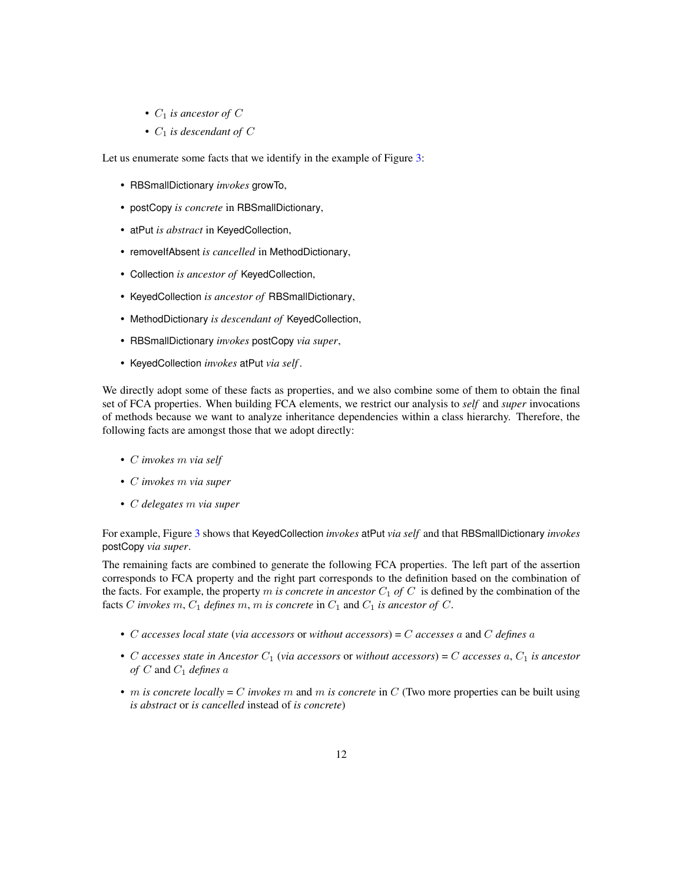- $C_1$ *is ancestor of* $C$
- $C_1$ *is descendant of* $C$

Let us enumerate some facts that we identify in the example of Figure 3:

- RBSmallDictionary *invokes* growTo,
- postCopy *is concrete* in RBSmallDictionary,
- atPut *is abstract* in KeyedCollection,
- removeIfAbsent *is cancelled* in MethodDictionary,
- Collection *is ancestor of* KeyedCollection,
- KeyedCollection *is ancestor of* RBSmallDictionary,
- MethodDictionary *is descendant of* KeyedCollection,
- RBSmallDictionary *invokes* postCopy *via super*,
- KeyedCollection *invokes* atPut *via self*.

We directly adopt some of these facts as properties, and we also combine some of them to obtain the final set of FCA properties. When building FCA elements, we restrict our analysis to *self* and *super* invocations of methods because we want to analyze inheritance dependencies within a class hierarchy. Therefore, the following facts are amongst those that we adopt directly:

- $C$ *invokes* $m$ *via self*
- $C$ *invokes* $m$ *via super*
- $C$ *delegates* $m$ *via super*

For example, Figure 3 shows that KeyedCollection *invokes* atPut *via self* and that RBSmallDictionary *invokes* postCopy *via super*.

The remaining facts are combined to generate the following FCA properties. The left part of the assertion corresponds to FCA property and the right part corresponds to the definition based on the combination of the facts. For example, the property $m$ *is concrete in ancestor* $C_1$ *of* $C$ is defined by the combination of the facts $C$ *invokes* $m$, $C_1$ *defines* $m$, $m$ *is concrete* in $C_1$ and $C_1$ *is ancestor of* $C$.

- $C$ *accesses local state* (*via accessors* or *without accessors*) = $C$ *accesses* $a$ and $C$ *defines* $a$
- $C$ *accesses state in Ancestor* $C_1$ (*via accessors* or *without accessors*) = $C$ *accesses* $a$, $C_1$ *is ancestor of* $C$ and $C_1$ *defines* $a$
- $m$ *is concrete locally* = $C$ *invokes* $m$ and $m$ *is concrete* in $C$ (Two more properties can be built using *is abstract* or *is cancelled* instead of *is concrete*)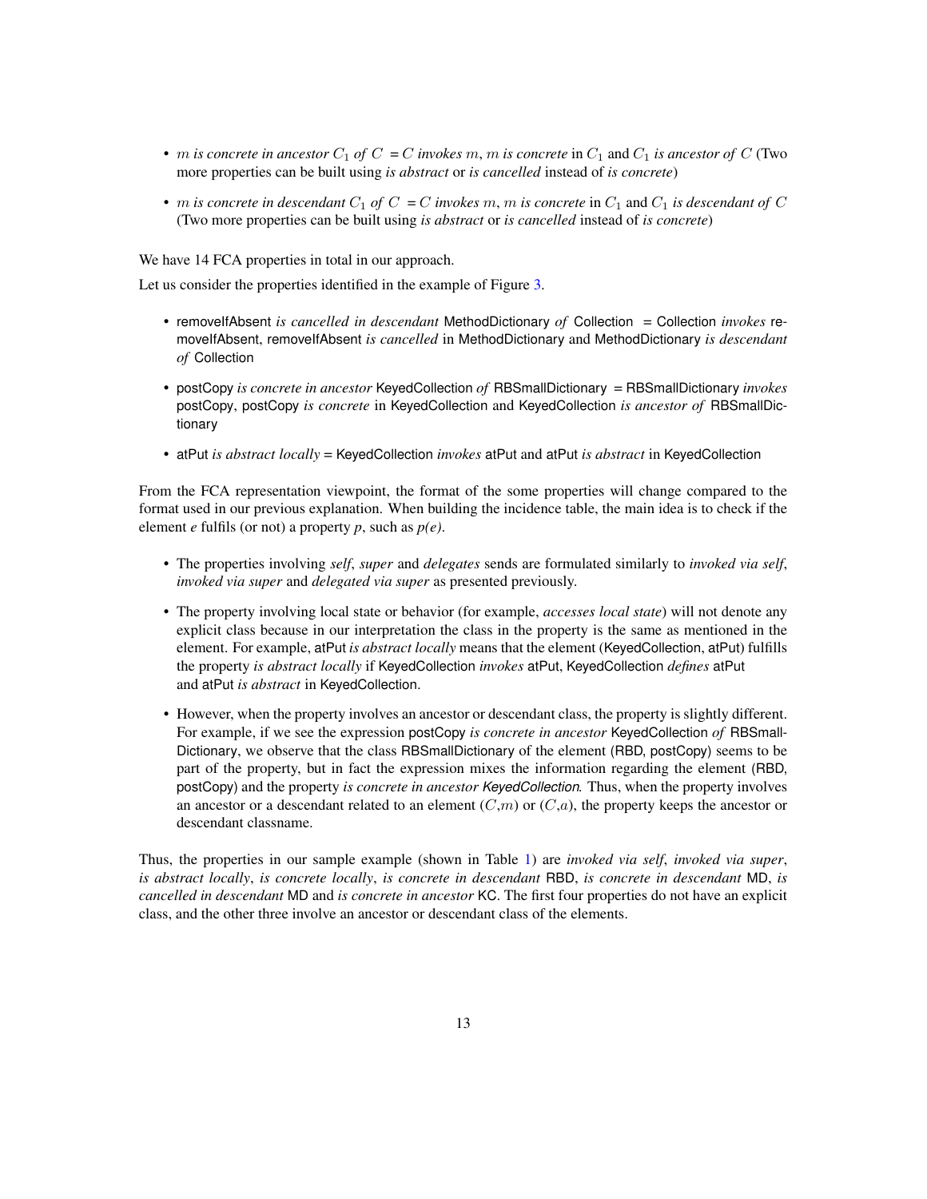- $m$ *is concrete in ancestor* $C_1$ *of* $C$ = $C$ *invokes* $m$, $m$ *is concrete* in $C_1$ and $C_1$ *is ancestor of* $C$ (Two more properties can be built using *is abstract* or *is cancelled* instead of *is concrete*)

- $m$ *is concrete in descendant* $C_1$ *of* $C$ = $C$ *invokes* $m$, $m$ *is concrete* in $C_1$ and $C_1$ *is descendant of* $C$ (Two more properties can be built using *is abstract* or *is cancelled* instead of *is concrete*)

We have 14 FCA properties in total in our approach.

Let us consider the properties identified in the example of Figure 3.

- removeIfAbsent *is cancelled in descendant* MethodDictionary *of* Collection = Collection *invokes* removeIfAbsent, removeIfAbsent *is cancelled* in MethodDictionary and MethodDictionary *is descendant of* Collection

- postCopy *is concrete in ancestor* KeyedCollection *of* RBSmallDictionary = RBSmallDictionary *invokes* postCopy, postCopy *is concrete* in KeyedCollection and KeyedCollection *is ancestor of* RBSmallDictionary

- atPut *is abstract locally* = KeyedCollection *invokes* atPut and atPut *is abstract* in KeyedCollection

From the FCA representation viewpoint, the format of the some properties will change compared to the format used in our previous explanation. When building the incidence table, the main idea is to check if the element *e* fulfils (or not) a property *p*, such as *p(e)*.

- The properties involving *self*, *super* and *delegates* sends are formulated similarly to *invoked via self*, *invoked via super* and *delegated via super* as presented previously.

- The property involving local state or behavior (for example, *accesses local state*) will not denote any explicit class because in our interpretation the class in the property is the same as mentioned in the element. For example, atPut *is abstract locally* means that the element (KeyedCollection, atPut) fulfills the property *is abstract locally* if KeyedCollection *invokes* atPut, KeyedCollection *defines* atPut and atPut *is abstract* in KeyedCollection.

- However, when the property involves an ancestor or descendant class, the property is slightly different. For example, if we see the expression postCopy *is concrete in ancestor* KeyedCollection *of* RBSmallDictionary, we observe that the class RBSmallDictionary of the element (RBD, postCopy) seems to be part of the property, but in fact the expression mixes the information regarding the element (RBD, postCopy) and the property *is concrete in ancestor KeyedCollection.* Thus, when the property involves an ancestor or a descendant related to an element ($C$,$m$) or ($C$,$a$), the property keeps the ancestor or descendant classname.

Thus, the properties in our sample example (shown in Table 1) are *invoked via self*, *invoked via super*, *is abstract locally*, *is concrete locally*, *is concrete in descendant* RBD, *is concrete in descendant* MD, *is cancelled in descendant* MD and *is concrete in ancestor* KC. The first four properties do not have an explicit class, and the other three involve an ancestor or descendant class of the elements.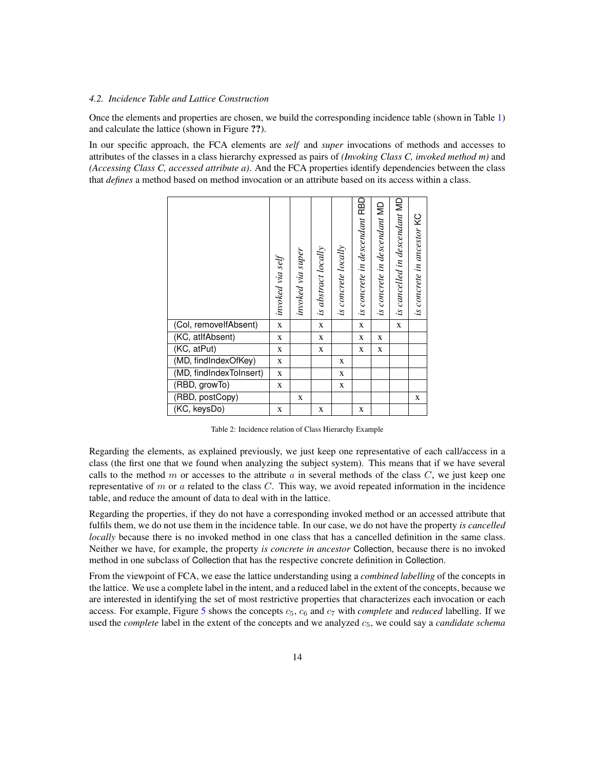### *4.2. Incidence Table and Lattice Construction*

Once the elements and properties are chosen, we build the corresponding incidence table (shown in Table 1) and calculate the lattice (shown in Figure ??).

In our specific approach, the FCA elements are *self* and *super* invocations of methods and accesses to attributes of the classes in a class hierarchy expressed as pairs of *(Invoking Class C, invoked method m)* and *(Accessing Class C, accessed attribute a)*. And the FCA properties identify dependencies between the class that *defines* a method based on method invocation or an attribute based on its access within a class.

| | *invoked via self* | *invoked via super* | *is abstract locally* | *is concrete locally* | *is concrete in descendant* RBD | *is concrete in descendant* MD | *is cancelled in descendant* MD | *is concrete in ancestor* KC |
|---|---|---|---|---|---|---|---|---|
| (Col, removeIfAbsent) | x | | x | | x | | x | |
| (KC, atIfAbsent) | x | | x | | x | x | | |
| (KC, atPut) | x | | x | | x | x | | |
| (MD, findIndexOfKey) | x | | | x | | | | |
| (MD, findIndexToInsert) | x | | | x | | | | |
| (RBD, growTo) | x | | | x | | | | |
| (RBD, postCopy) | | x | | | | | | x |
| (KC, keysDo) | x | | x | | x | | | |

Table 2: Incidence relation of Class Hierarchy Example

Regarding the elements, as explained previously, we just keep one representative of each call/access in a class (the first one that we found when analyzing the subject system). This means that if we have several calls to the method $m$ or accesses to the attribute $a$ in several methods of the class $C$, we just keep one representative of $m$ or $a$ related to the class $C$. This way, we avoid repeated information in the incidence table, and reduce the amount of data to deal with in the lattice.

Regarding the properties, if they do not have a corresponding invoked method or an accessed attribute that fulfils them, we do not use them in the incidence table. In our case, we do not have the property *is cancelled locally* because there is no invoked method in one class that has a cancelled definition in the same class. Neither we have, for example, the property *is concrete in ancestor* Collection, because there is no invoked method in one subclass of Collection that has the respective concrete definition in Collection.

From the viewpoint of FCA, we ease the lattice understanding using a *combined labelling* of the concepts in the lattice. We use a complete label in the intent, and a reduced label in the extent of the concepts, because we are interested in identifying the set of most restrictive properties that characterizes each invocation or each access. For example, Figure 5 shows the concepts $c_5$, $c_6$ and $c_7$ with *complete* and *reduced* labelling. If we used the *complete* label in the extent of the concepts and we analyzed $c_5$, we could say a *candidate schema*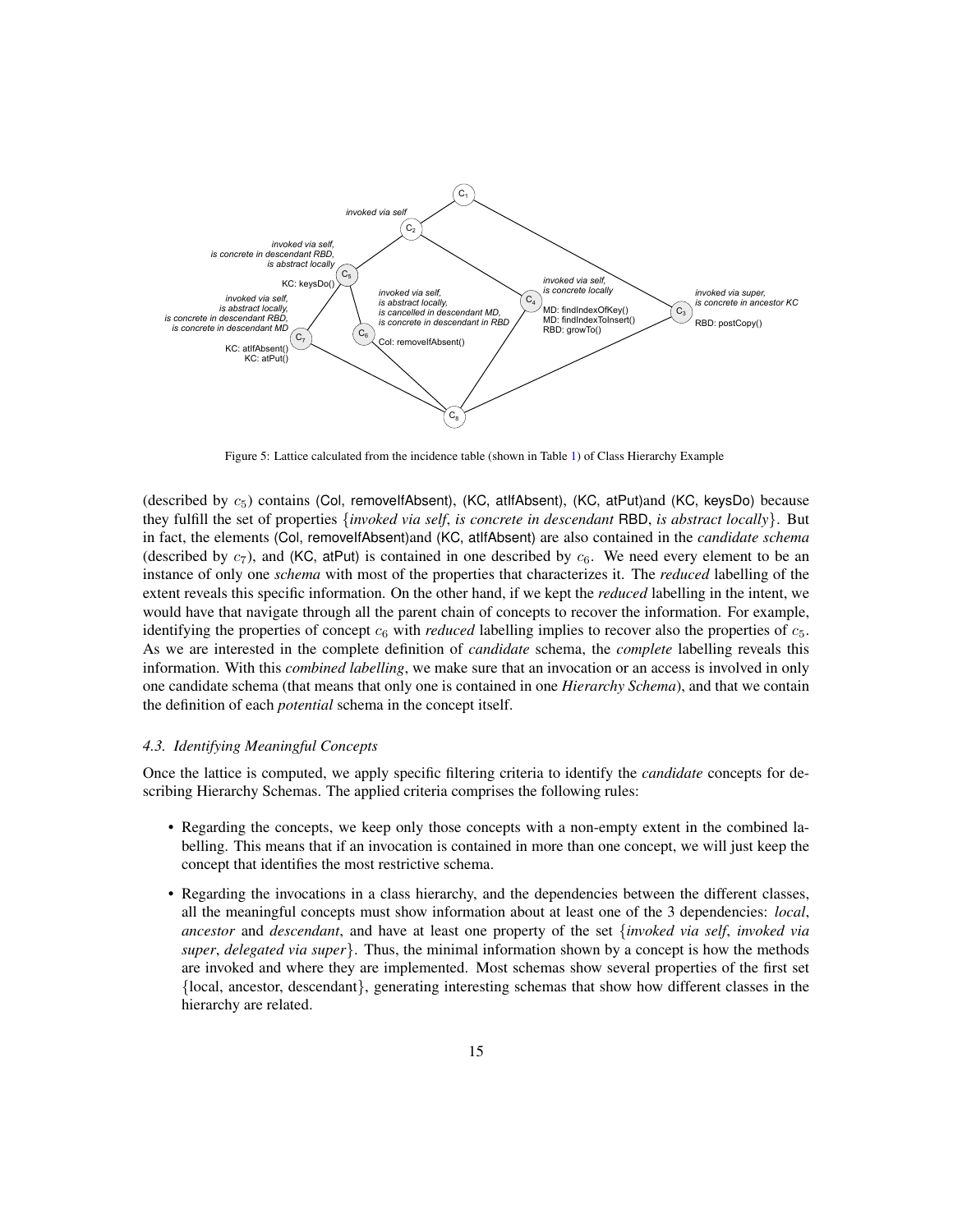Figure 5: Lattice calculated from the incidence table (shown in Table 1) of Class Hierarchy Example

(described by $c_5$) contains (Col, removeIfAbsent), (KC, atIfAbsent), (KC, atPut)and (KC, keysDo) because they fulfill the set of properties {*invoked via self*, *is concrete in descendant* RBD, *is abstract locally*}. But in fact, the elements (Col, removeIfAbsent)and (KC, atIfAbsent) are also contained in the *candidate schema* (described by $c_7$), and (KC, atPut) is contained in one described by $c_6$. We need every element to be an instance of only one *schema* with most of the properties that characterizes it. The *reduced* labelling of the extent reveals this specific information. On the other hand, if we kept the *reduced* labelling in the intent, we would have that navigate through all the parent chain of concepts to recover the information. For example, identifying the properties of concept $c_6$ with *reduced* labelling implies to recover also the properties of $c_5$. As we are interested in the complete definition of *candidate* schema, the *complete* labelling reveals this information. With this *combined labelling*, we make sure that an invocation or an access is involved in only one candidate schema (that means that only one is contained in one *Hierarchy Schema*), and that we contain the definition of each *potential* schema in the concept itself.

### 4.3. Identifying Meaningful Concepts

Once the lattice is computed, we apply specific filtering criteria to identify the *candidate* concepts for describing Hierarchy Schemas. The applied criteria comprises the following rules:

- Regarding the concepts, we keep only those concepts with a non-empty extent in the combined labelling. This means that if an invocation is contained in more than one concept, we will just keep the concept that identifies the most restrictive schema.
- Regarding the invocations in a class hierarchy, and the dependencies between the different classes, all the meaningful concepts must show information about at least one of the 3 dependencies: *local*, *ancestor* and *descendant*, and have at least one property of the set {*invoked via self*, *invoked via super*, *delegated via super*}. Thus, the minimal information shown by a concept is how the methods are invoked and where they are implemented. Most schemas show several properties of the first set {local, ancestor, descendant}, generating interesting schemas that show how different classes in the hierarchy are related.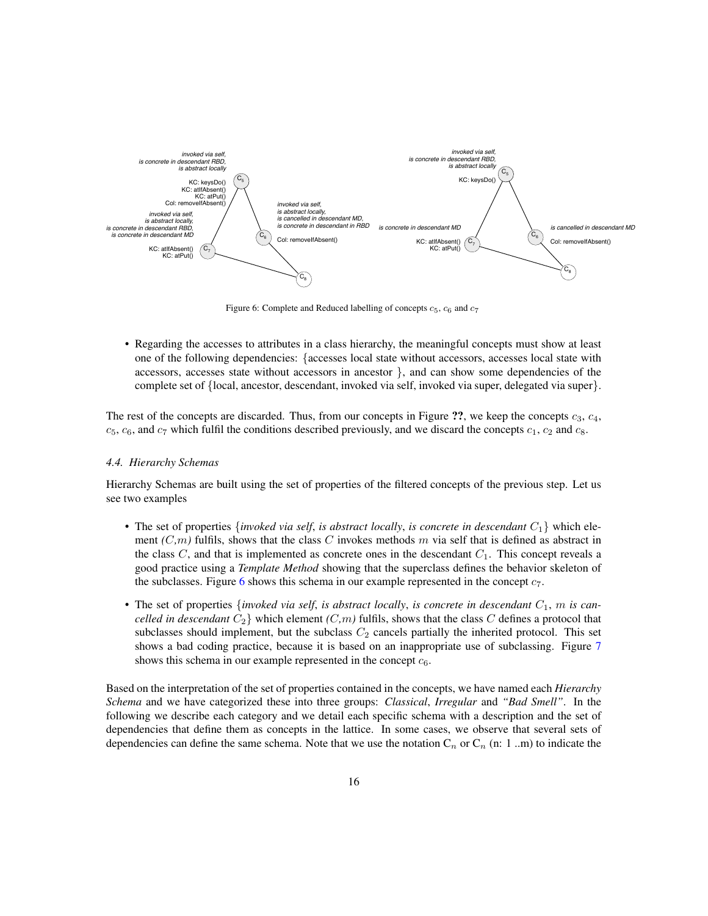Figure 6: Complete and Reduced labelling of concepts $c_5$, $c_6$ and $c_7$

- Regarding the accesses to attributes in a class hierarchy, the meaningful concepts must show at least one of the following dependencies: {accesses local state without accessors, accesses local state with accessors, accesses state without accessors in ancestor }, and can show some dependencies of the complete set of {local, ancestor, descendant, invoked via self, invoked via super, delegated via super}.

The rest of the concepts are discarded. Thus, from our concepts in Figure **??**, we keep the concepts $c_3$, $c_4$, $c_5$, $c_6$, and $c_7$ which fulfil the conditions described previously, and we discard the concepts $c_1$, $c_2$ and $c_8$.

### 4.4. Hierarchy Schemas

Hierarchy Schemas are built using the set of properties of the filtered concepts of the previous step. Let us see two examples

- The set of properties {*invoked via self*, *is abstract locally*, *is concrete in descendant* $C_1$} which element *(C,m)* fulfils, shows that the class $C$ invokes methods $m$ via self that is defined as abstract in the class $C$, and that is implemented as concrete ones in the descendant $C_1$. This concept reveals a good practice using a ***Template Method*** showing that the superclass defines the behavior skeleton of the subclasses. Figure 6 shows this schema in our example represented in the concept $c_7$.

- The set of properties {*invoked via self*, *is abstract locally*, *is concrete in descendant* $C_1$, $m$ *is cancelled in descendant* $C_2$} which element *(C,m)* fulfils, shows that the class $C$ defines a protocol that subclasses should implement, but the subclass $C_2$ cancels partially the inherited protocol. This set shows a bad coding practice, because it is based on an inappropriate use of subclassing. Figure 7 shows this schema in our example represented in the concept $c_6$.

Based on the interpretation of the set of properties contained in the concepts, we have named each *Hierarchy Schema* and we have categorized these into three groups: *Classical*, *Irregular* and *"Bad Smell"*. In the following we describe each category and we detail each specific schema with a description and the set of dependencies that define them as concepts in the lattice. In some cases, we observe that several sets of dependencies can define the same schema. Note that we use the notation $C_n$ or $C_n$ (n: 1 ..m) to indicate the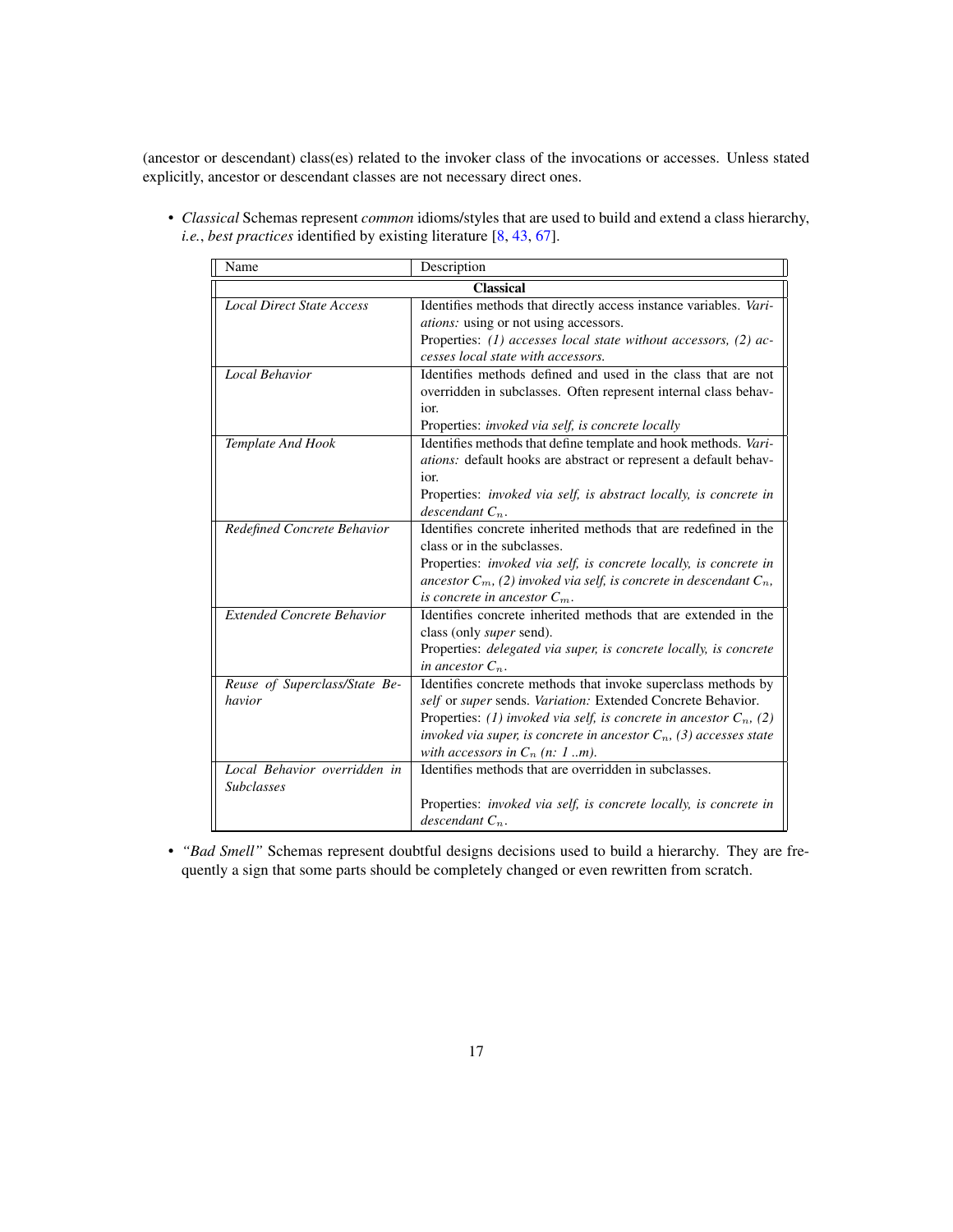(ancestor or descendant) class(es) related to the invoker class of the invocations or accesses. Unless stated explicitly, ancestor or descendant classes are not necessary direct ones.

- *Classical* Schemas represent *common* idioms/styles that are used to build and extend a class hierarchy, *i.e.*, *best practices* identified by existing literature [8, 43, 67].

| Name | Description |
|---|---|
| **Classical** | |
| *Local Direct State Access* | Identifies methods that directly access instance variables. *Variations:* using or not using accessors.<br>Properties: *(1) accesses local state without accessors, (2) accesses local state with accessors.* |
| *Local Behavior* | Identifies methods defined and used in the class that are not overridden in subclasses. Often represent internal class behavior.<br>Properties: *invoked via self, is concrete locally* |
| *Template And Hook* | Identifies methods that define template and hook methods. *Variations:* default hooks are abstract or represent a default behavior.<br>Properties: *invoked via self, is abstract locally, is concrete in descendant $C_n$.* |
| *Redefined Concrete Behavior* | Identifies concrete inherited methods that are redefined in the class or in the subclasses.<br>Properties: *invoked via self, is concrete locally, is concrete in ancestor $C_m$, (2) invoked via self, is concrete in descendant $C_n$, is concrete in ancestor $C_m$.* |
| *Extended Concrete Behavior* | Identifies concrete inherited methods that are extended in the class (only *super* send).<br>Properties: *delegated via super, is concrete locally, is concrete in ancestor $C_n$.* |
| *Reuse of Superclass/State Behavior* | Identifies concrete methods that invoke superclass methods by *self* or *super* sends. *Variation:* Extended Concrete Behavior.<br>Properties: *(1) invoked via self, is concrete in ancestor $C_n$, (2) invoked via super, is concrete in ancestor $C_n$, (3) accesses state with accessors in $C_n$ (n: 1 ..m).* |
| *Local Behavior overridden in Subclasses* | Identifies methods that are overridden in subclasses.<br><br>Properties: *invoked via self, is concrete locally, is concrete in descendant $C_n$.* |

- *"Bad Smell"* Schemas represent doubtful designs decisions used to build a hierarchy. They are frequently a sign that some parts should be completely changed or even rewritten from scratch.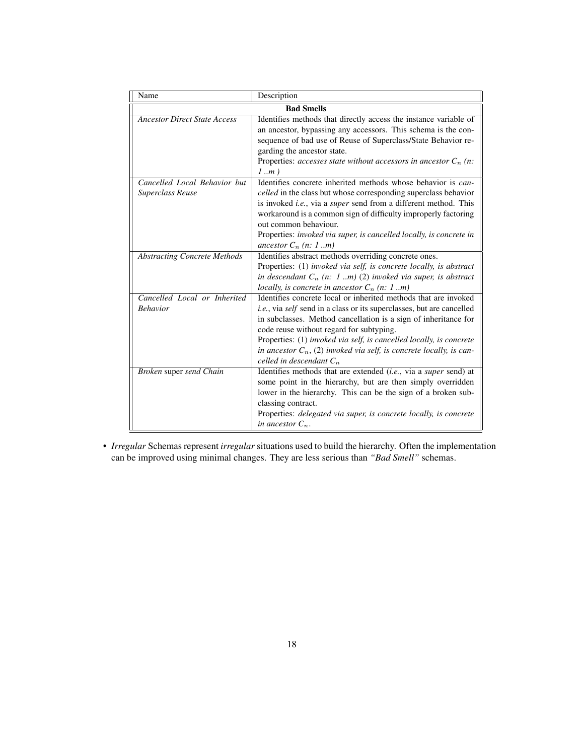| Name | Description |
|---|---|
| **Bad Smells** | |
| *Ancestor Direct State Access* | Identifies methods that directly access the instance variable of an ancestor, bypassing any accessors. This schema is the consequence of bad use of Reuse of Superclass/State Behavior regarding the ancestor state. Properties: *accesses state without accessors in ancestor $C_n$ (n: 1 ..m )* |
| *Cancelled Local Behavior but Superclass Reuse* | Identifies concrete inherited methods whose behavior is *cancelled* in the class but whose corresponding superclass behavior is invoked *i.e.*, via a *super* send from a different method. This workaround is a common sign of difficulty improperly factoring out common behaviour. Properties: *invoked via super, is cancelled locally, is concrete in ancestor $C_n$ (n: 1 ..m)* |
| *Abstracting Concrete Methods* | Identifies abstract methods overriding concrete ones. Properties: (1) *invoked via self, is concrete locally, is abstract in descendant $C_n$ (n: 1 ..m)* (2) *invoked via super, is abstract locally, is concrete in ancestor $C_n$ (n: 1 ..m)* |
| *Cancelled Local or Inherited Behavior* | Identifies concrete local or inherited methods that are invoked *i.e.*, via *self* send in a class or its superclasses, but are cancelled in subclasses. Method cancellation is a sign of inheritance for code reuse without regard for subtyping. Properties: (1) *invoked via self, is cancelled locally, is concrete in ancestor $C_n$*, (2) *invoked via self, is concrete locally, is cancelled in descendant $C_n$* |
| *Broken* super *send Chain* | Identifies methods that are extended (*i.e.*, via a *super* send) at some point in the hierarchy, but are then simply overridden lower in the hierarchy. This can be the sign of a broken subclassing contract. Properties: *delegated via super, is concrete locally, is concrete in ancestor $C_n$*. |

- *Irregular* Schemas represent *irregular* situations used to build the hierarchy. Often the implementation can be improved using minimal changes. They are less serious than *"Bad Smell"* schemas.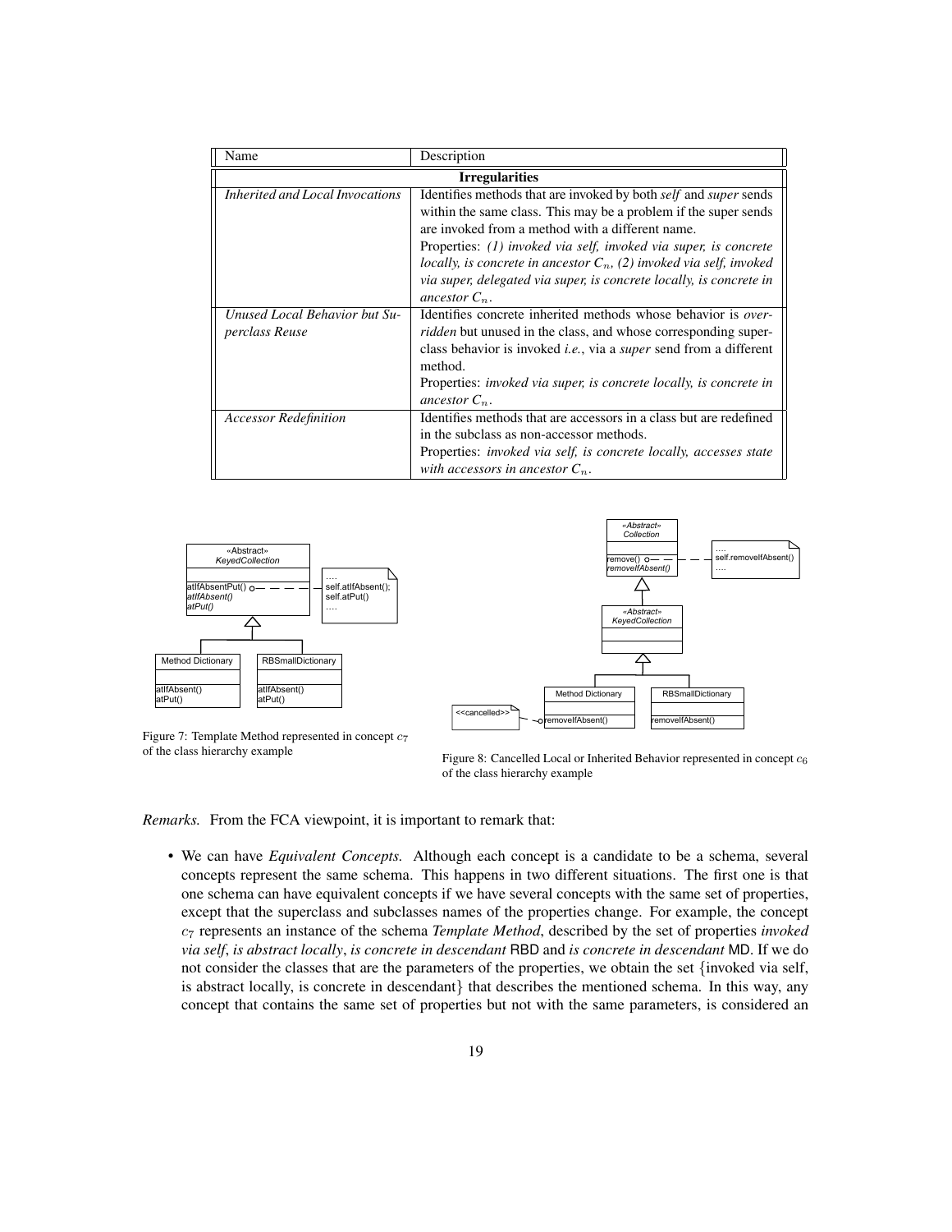| Name | Description |
|---|---|
| **Irregularities** | |
| *Inherited and Local Invocations* | Identifies methods that are invoked by both *self* and *super* sends within the same class. This may be a problem if the super sends are invoked from a method with a different name. Properties: *(1) invoked via self, invoked via super, is concrete locally, is concrete in ancestor $C_n$, (2) invoked via self, invoked via super, delegated via super, is concrete locally, is concrete in ancestor $C_n$.* |
| *Unused Local Behavior but Superclass Reuse* | Identifies concrete inherited methods whose behavior is *overridden* but unused in the class, and whose corresponding superclass behavior is invoked *i.e.*, via a *super* send from a different method. Properties: *invoked via super, is concrete locally, is concrete in ancestor $C_n$.* |
| *Accessor Redefinition* | Identifies methods that are accessors in a class but are redefined in the subclass as non-accessor methods. Properties: *invoked via self, is concrete locally, accesses state with accessors in ancestor $C_n$.* |

Figure 7: Template Method represented in concept $c_7$ of the class hierarchy example

Figure 8: Cancelled Local or Inherited Behavior represented in concept $c_6$ of the class hierarchy example

*Remarks.* From the FCA viewpoint, it is important to remark that:

- We can have *Equivalent Concepts*. Although each concept is a candidate to be a schema, several concepts represent the same schema. This happens in two different situations. The first one is that one schema can have equivalent concepts if we have several concepts with the same set of properties, except that the superclass and subclasses names of the properties change. For example, the concept $c_7$ represents an instance of the schema *Template Method*, described by the set of properties *invoked via self*, *is abstract locally*, *is concrete in descendant* RBD and *is concrete in descendant* MD. If we do not consider the classes that are the parameters of the properties, we obtain the set {invoked via self, is abstract locally, is concrete in descendant} that describes the mentioned schema. In this way, any concept that contains the same set of properties but not with the same parameters, is considered an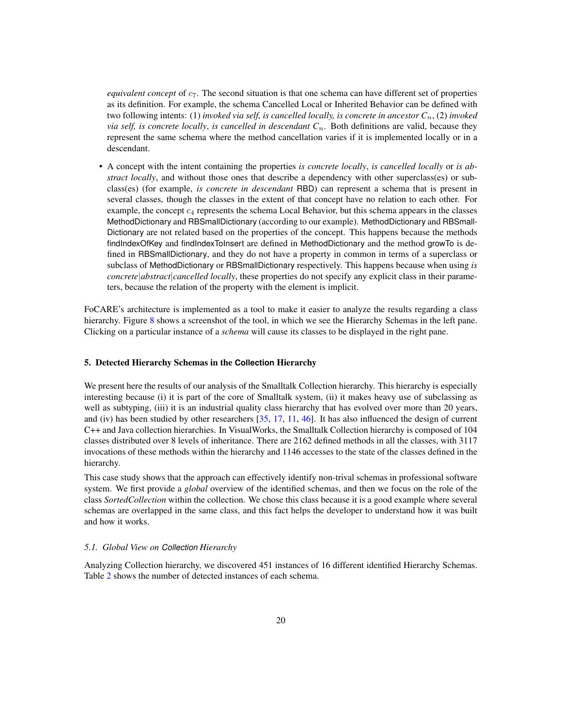*equivalent concept* of $c_7$. The second situation is that one schema can have different set of properties as its definition. For example, the schema Cancelled Local or Inherited Behavior can be defined with two following intents: (1) *invoked via self, is cancelled locally, is concrete in ancestor* $C_n$, (2) *invoked via self, is concrete locally*, *is cancelled in descendant* $C_n$. Both definitions are valid, because they represent the same schema where the method cancellation varies if it is implemented locally or in a descendant.

- A concept with the intent containing the properties *is concrete locally*, *is cancelled locally* or *is abstract locally*, and without those ones that describe a dependency with other superclass(es) or subclass(es) (for example, *is concrete in descendant* RBD) can represent a schema that is present in several classes, though the classes in the extent of that concept have no relation to each other. For example, the concept $c_4$ represents the schema Local Behavior, but this schema appears in the classes MethodDictionary and RBSmallDictionary (according to our example). MethodDictionary and RBSmallDictionary are not related based on the properties of the concept. This happens because the methods findIndexOfKey and findIndexToInsert are defined in MethodDictionary and the method growTo is defined in RBSmallDictionary, and they do not have a property in common in terms of a superclass or subclass of MethodDictionary or RBSmallDictionary respectively. This happens because when using *is concrete|abstract|cancelled locally*, these properties do not specify any explicit class in their parameters, because the relation of the property with the element is implicit.

FoCARE's architecture is implemented as a tool to make it easier to analyze the results regarding a class hierarchy. Figure 8 shows a screenshot of the tool, in which we see the Hierarchy Schemas in the left pane. Clicking on a particular instance of a *schema* will cause its classes to be displayed in the right pane.

## 5. Detected Hierarchy Schemas in the Collection Hierarchy

We present here the results of our analysis of the Smalltalk Collection hierarchy. This hierarchy is especially interesting because (i) it is part of the core of Smalltalk system, (ii) it makes heavy use of subclassing as well as subtyping, (iii) it is an industrial quality class hierarchy that has evolved over more than 20 years, and (iv) has been studied by other researchers [35, 17, 11, 46]. It has also influenced the design of current C++ and Java collection hierarchies. In VisualWorks, the Smalltalk Collection hierarchy is composed of 104 classes distributed over 8 levels of inheritance. There are 2162 defined methods in all the classes, with 3117 invocations of these methods within the hierarchy and 1146 accesses to the state of the classes defined in the hierarchy.

This case study shows that the approach can effectively identify non-trival schemas in professional software system. We first provide a *global* overview of the identified schemas, and then we focus on the role of the class *SortedCollection* within the collection. We chose this class because it is a good example where several schemas are overlapped in the same class, and this fact helps the developer to understand how it was built and how it works.

### 5.1. Global View on Collection Hierarchy

Analyzing Collection hierarchy, we discovered 451 instances of 16 different identified Hierarchy Schemas. Table 2 shows the number of detected instances of each schema.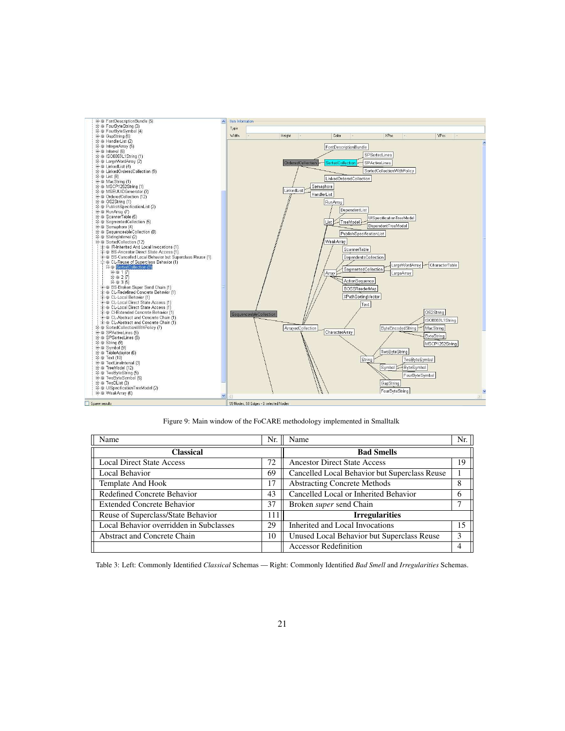Figure 9: Main window of the FoCARE methodology implemented in Smalltalk

| Name | Nr. | Name | Nr. |
|---|---|---|---|
| **Classical** | | **Bad Smells** | |
| Local Direct State Access | 72 | Ancestor Direct State Access | 19 |
| Local Behavior | 69 | Cancelled Local Behavior but Superclass Reuse | 1 |
| Template And Hook | 17 | Abstracting Concrete Methods | 8 |
| Redefined Concrete Behavior | 43 | Cancelled Local or Inherited Behavior | 6 |
| Extended Concrete Behavior | 37 | Broken *super* send Chain | 7 |
| Reuse of Superclass/State Behavior | 111 | **Irregularities** | |
| Local Behavior overridden in Subclasses | 29 | Inherited and Local Invocations | 15 |
| Abstract and Concrete Chain | 10 | Unused Local Behavior but Superclass Reuse | 3 |
| | | Accessor Redefinition | 4 |

Table 3: Left: Commonly Identified *Classical* Schemas — Right: Commonly Identified *Bad Smell* and *Irregularities* Schemas.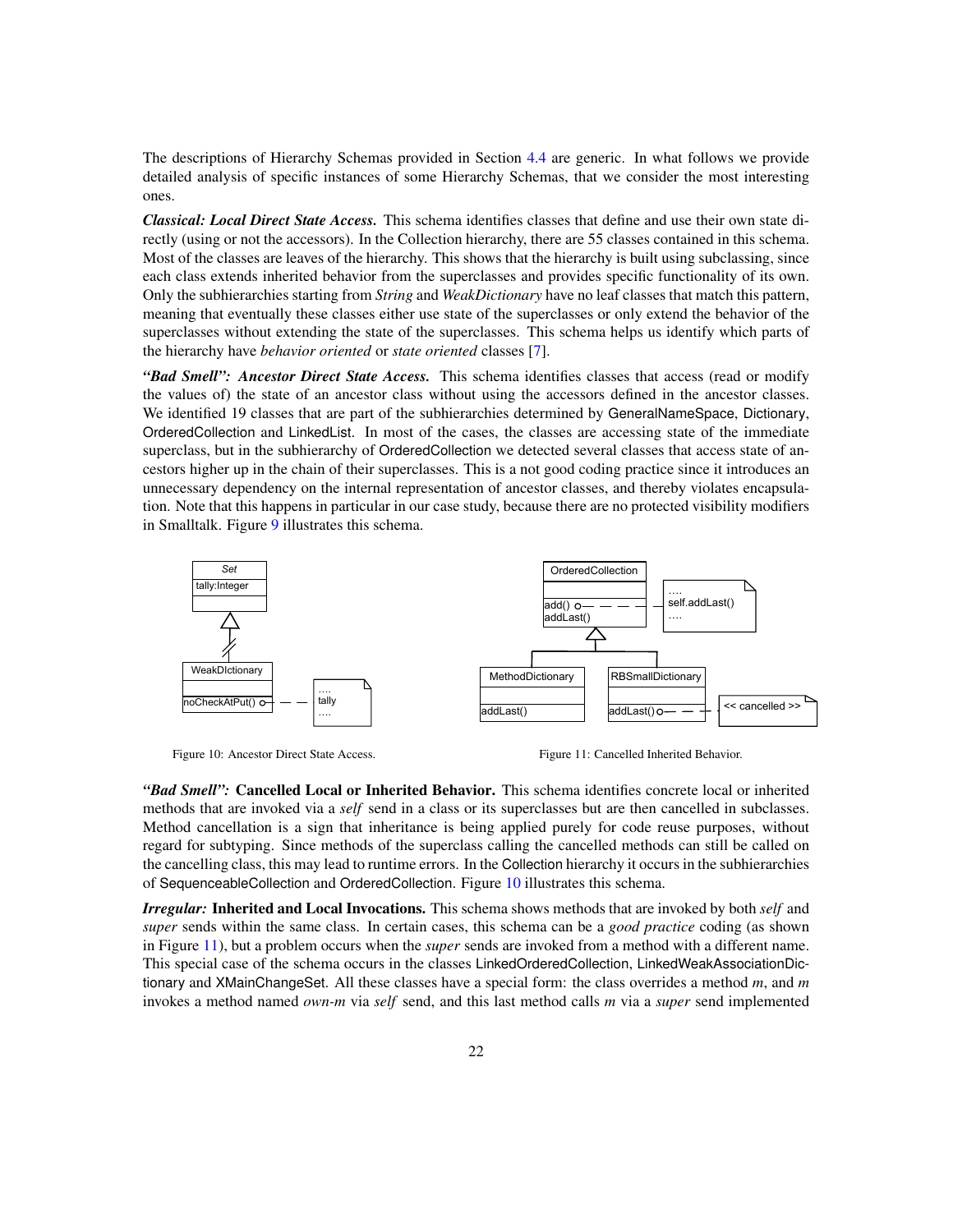The descriptions of Hierarchy Schemas provided in Section 4.4 are generic. In what follows we provide detailed analysis of specific instances of some Hierarchy Schemas, that we consider the most interesting ones.

***Classical: Local Direct State Access.*** This schema identifies classes that define and use their own state directly (using or not the accessors). In the Collection hierarchy, there are 55 classes contained in this schema. Most of the classes are leaves of the hierarchy. This shows that the hierarchy is built using subclassing, since each class extends inherited behavior from the superclasses and provides specific functionality of its own. Only the subhierarchies starting from *String* and *WeakDictionary* have no leaf classes that match this pattern, meaning that eventually these classes either use state of the superclasses or only extend the behavior of the superclasses without extending the state of the superclasses. This schema helps us identify which parts of the hierarchy have *behavior oriented* or *state oriented* classes [7].

***"Bad Smell": Ancestor Direct State Access.*** This schema identifies classes that access (read or modify the values of) the state of an ancestor class without using the accessors defined in the ancestor classes. We identified 19 classes that are part of the subhierarchies determined by GeneralNameSpace, Dictionary, OrderedCollection and LinkedList. In most of the cases, the classes are accessing state of the immediate superclass, but in the subhierarchy of OrderedCollection we detected several classes that access state of ancestors higher up in the chain of their superclasses. This is a not good coding practice since it introduces an unnecessary dependency on the internal representation of ancestor classes, and thereby violates encapsulation. Note that this happens in particular in our case study, because there are no protected visibility modifiers in Smalltalk. Figure 9 illustrates this schema.

Figure 10: Ancestor Direct State Access.

Figure 11: Cancelled Inherited Behavior.

***"Bad Smell":* Cancelled Local or Inherited Behavior.** This schema identifies concrete local or inherited methods that are invoked via a *self* send in a class or its superclasses but are then cancelled in subclasses. Method cancellation is a sign that inheritance is being applied purely for code reuse purposes, without regard for subtyping. Since methods of the superclass calling the cancelled methods can still be called on the cancelling class, this may lead to runtime errors. In the Collection hierarchy it occurs in the subhierarchies of SequenceableCollection and OrderedCollection. Figure 10 illustrates this schema.

***Irregular:* Inherited and Local Invocations.** This schema shows methods that are invoked by both *self* and *super* sends within the same class. In certain cases, this schema can be a *good practice* coding (as shown in Figure 11), but a problem occurs when the *super* sends are invoked from a method with a different name. This special case of the schema occurs in the classes LinkedOrderedCollection, LinkedWeakAssociationDictionary and XMainChangeSet. All these classes have a special form: the class overrides a method *m*, and *m* invokes a method named *own-m* via *self* send, and this last method calls *m* via a *super* send implemented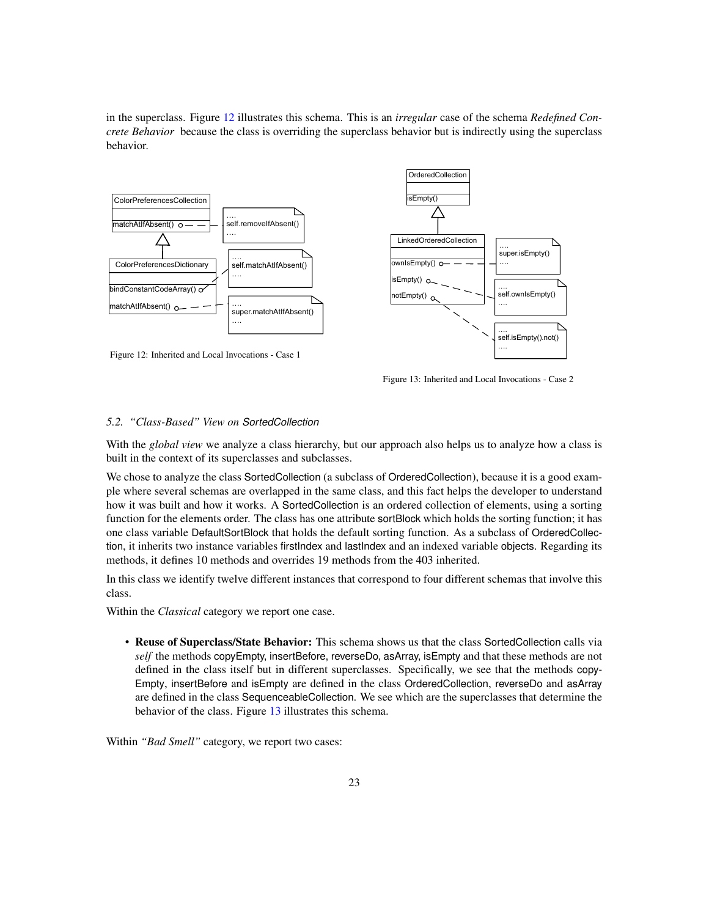in the superclass. Figure 12 illustrates this schema. This is an *irregular* case of the schema *Redefined Concrete Behavior* because the class is overriding the superclass behavior but is indirectly using the superclass behavior.

Figure 12: Inherited and Local Invocations - Case 1

Figure 13: Inherited and Local Invocations - Case 2

### 5.2. *"Class-Based" View on SortedCollection*

With the *global view* we analyze a class hierarchy, but our approach also helps us to analyze how a class is built in the context of its superclasses and subclasses.

We chose to analyze the class SortedCollection (a subclass of OrderedCollection), because it is a good example where several schemas are overlapped in the same class, and this fact helps the developer to understand how it was built and how it works. A SortedCollection is an ordered collection of elements, using a sorting function for the elements order. The class has one attribute sortBlock which holds the sorting function; it has one class variable DefaultSortBlock that holds the default sorting function. As a subclass of OrderedCollection, it inherits two instance variables firstIndex and lastIndex and an indexed variable objects. Regarding its methods, it defines 10 methods and overrides 19 methods from the 403 inherited.

In this class we identify twelve different instances that correspond to four different schemas that involve this class.

Within the *Classical* category we report one case.

- **Reuse of Superclass/State Behavior:** This schema shows us that the class SortedCollection calls via *self* the methods copyEmpty, insertBefore, reverseDo, asArray, isEmpty and that these methods are not defined in the class itself but in different superclasses. Specifically, we see that the methods copyEmpty, insertBefore and isEmpty are defined in the class OrderedCollection, reverseDo and asArray are defined in the class SequenceableCollection. We see which are the superclasses that determine the behavior of the class. Figure 13 illustrates this schema.

Within *"Bad Smell"* category, we report two cases: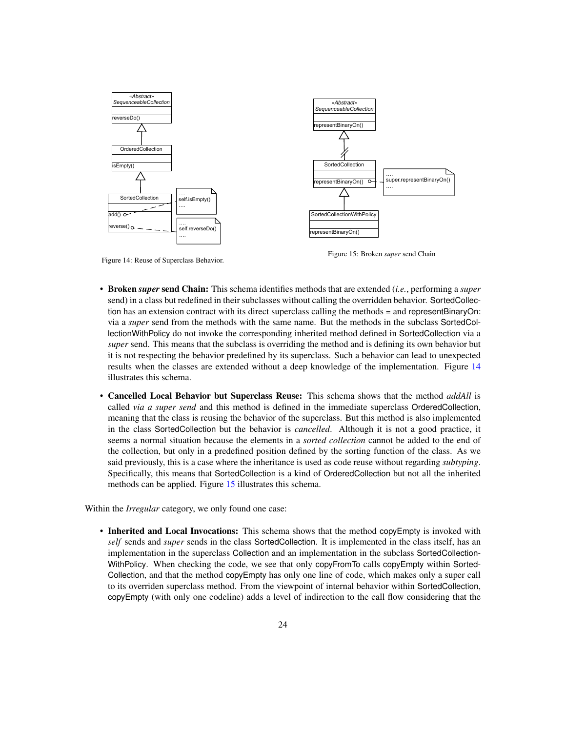«Abstract»
SequenceableCollection
reverseDo()

OrderedCollection
isEmpty()

SortedCollection
add()
reverse()

....
self.isEmpty()
....

....
self.reverseDo()
....

Figure 14: Reuse of Superclass Behavior.

«Abstract»
SequenceableCollection
representBinaryOn()

SortedCollection
representBinaryOn()

....
super.representBinaryOn()
....

SortedCollectionWithPolicy
representBinaryOn()

Figure 15: Broken *super* send Chain

- **Broken *super* send Chain:** This schema identifies methods that are extended (*i.e.*, performing a *super* send) in a class but redefined in their subclasses without calling the overridden behavior. SortedCollection has an extension contract with its direct superclass calling the methods = and representBinaryOn: via a *super* send from the methods with the same name. But the methods in the subclass SortedCollectionWithPolicy do not invoke the corresponding inherited method defined in SortedCollection via a *super* send. This means that the subclass is overriding the method and is defining its own behavior but it is not respecting the behavior predefined by its superclass. Such a behavior can lead to unexpected results when the classes are extended without a deep knowledge of the implementation. Figure 14 illustrates this schema.

- **Cancelled Local Behavior but Superclass Reuse:** This schema shows that the method *addAll* is called *via a super send* and this method is defined in the immediate superclass OrderedCollection, meaning that the class is reusing the behavior of the superclass. But this method is also implemented in the class SortedCollection but the behavior is *cancelled*. Although it is not a good practice, it seems a normal situation because the elements in a *sorted collection* cannot be added to the end of the collection, but only in a predefined position defined by the sorting function of the class. As we said previously, this is a case where the inheritance is used as code reuse without regarding *subtyping*. Specifically, this means that SortedCollection is a kind of OrderedCollection but not all the inherited methods can be applied. Figure 15 illustrates this schema.

Within the *Irregular* category, we only found one case:

- **Inherited and Local Invocations:** This schema shows that the method copyEmpty is invoked with *self* sends and *super* sends in the class SortedCollection. It is implemented in the class itself, has an implementation in the superclass Collection and an implementation in the subclass SortedCollectionWithPolicy. When checking the code, we see that only copyFromTo calls copyEmpty within SortedCollection, and that the method copyEmpty has only one line of code, which makes only a super call to its overriden superclass method. From the viewpoint of internal behavior within SortedCollection, copyEmpty (with only one codeline) adds a level of indirection to the call flow considering that the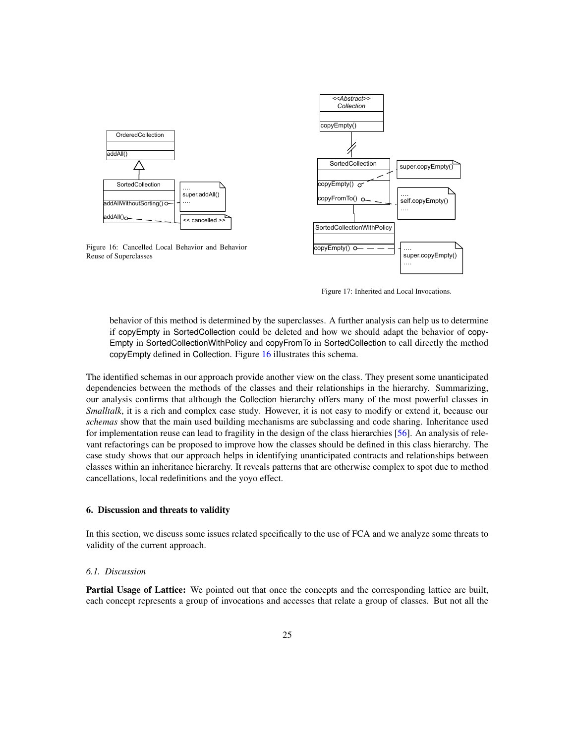Figure 16: Cancelled Local Behavior and Behavior Reuse of Superclasses

Figure 17: Inherited and Local Invocations.

behavior of this method is determined by the superclasses. A further analysis can help us to determine if copyEmpty in SortedCollection could be deleted and how we should adapt the behavior of copyEmpty in SortedCollectionWithPolicy and copyFromTo in SortedCollection to call directly the method copyEmpty defined in Collection. Figure 16 illustrates this schema.

The identified schemas in our approach provide another view on the class. They present some unanticipated dependencies between the methods of the classes and their relationships in the hierarchy. Summarizing, our analysis confirms that although the Collection hierarchy offers many of the most powerful classes in *Smalltalk*, it is a rich and complex case study. However, it is not easy to modify or extend it, because our *schemas* show that the main used building mechanisms are subclassing and code sharing. Inheritance used for implementation reuse can lead to fragility in the design of the class hierarchies [56]. An analysis of relevant refactorings can be proposed to improve how the classes should be defined in this class hierarchy. The case study shows that our approach helps in identifying unanticipated contracts and relationships between classes within an inheritance hierarchy. It reveals patterns that are otherwise complex to spot due to method cancellations, local redefinitions and the yoyo effect.

## 6. Discussion and threats to validity

In this section, we discuss some issues related specifically to the use of FCA and we analyze some threats to validity of the current approach.

### 6.1. Discussion

**Partial Usage of Lattice:** We pointed out that once the concepts and the corresponding lattice are built, each concept represents a group of invocations and accesses that relate a group of classes. But not all the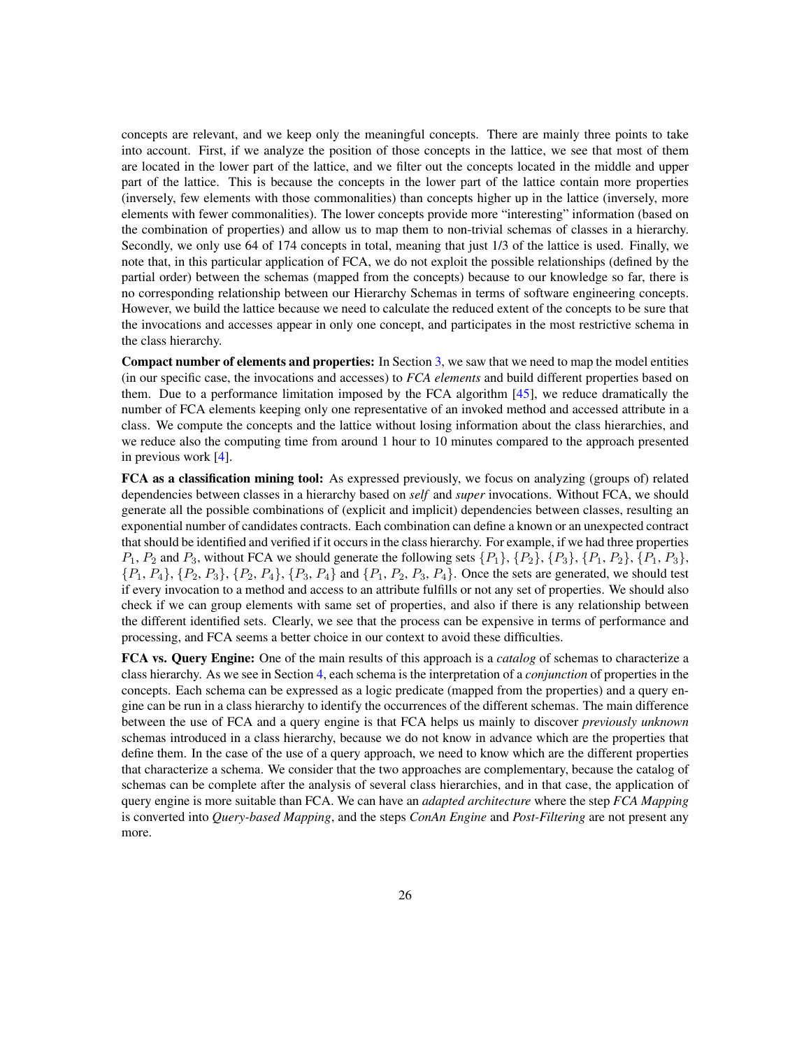concepts are relevant, and we keep only the meaningful concepts. There are mainly three points to take into account. First, if we analyze the position of those concepts in the lattice, we see that most of them are located in the lower part of the lattice, and we filter out the concepts located in the middle and upper part of the lattice. This is because the concepts in the lower part of the lattice contain more properties (inversely, few elements with those commonalities) than concepts higher up in the lattice (inversely, more elements with fewer commonalities). The lower concepts provide more "interesting" information (based on the combination of properties) and allow us to map them to non-trivial schemas of classes in a hierarchy. Secondly, we only use 64 of 174 concepts in total, meaning that just 1/3 of the lattice is used. Finally, we note that, in this particular application of FCA, we do not exploit the possible relationships (defined by the partial order) between the schemas (mapped from the concepts) because to our knowledge so far, there is no corresponding relationship between our Hierarchy Schemas in terms of software engineering concepts. However, we build the lattice because we need to calculate the reduced extent of the concepts to be sure that the invocations and accesses appear in only one concept, and participates in the most restrictive schema in the class hierarchy.

**Compact number of elements and properties:** In Section 3, we saw that we need to map the model entities (in our specific case, the invocations and accesses) to *FCA elements* and build different properties based on them. Due to a performance limitation imposed by the FCA algorithm [45], we reduce dramatically the number of FCA elements keeping only one representative of an invoked method and accessed attribute in a class. We compute the concepts and the lattice without losing information about the class hierarchies, and we reduce also the computing time from around 1 hour to 10 minutes compared to the approach presented in previous work [4].

**FCA as a classification mining tool:** As expressed previously, we focus on analyzing (groups of) related dependencies between classes in a hierarchy based on *self* and *super* invocations. Without FCA, we should generate all the possible combinations of (explicit and implicit) dependencies between classes, resulting an exponential number of candidates contracts. Each combination can define a known or an unexpected contract that should be identified and verified if it occurs in the class hierarchy. For example, if we had three properties $P_1$, $P_2$ and $P_3$, without FCA we should generate the following sets $\{P_1\}$, $\{P_2\}$, $\{P_3\}$, $\{P_1, P_2\}$, $\{P_1, P_3\}$, $\{P_1, P_4\}$, $\{P_2, P_3\}$, $\{P_2, P_4\}$, $\{P_3, P_4\}$ and $\{P_1, P_2, P_3, P_4\}$. Once the sets are generated, we should test if every invocation to a method and access to an attribute fulfills or not any set of properties. We should also check if we can group elements with same set of properties, and also if there is any relationship between the different identified sets. Clearly, we see that the process can be expensive in terms of performance and processing, and FCA seems a better choice in our context to avoid these difficulties.

**FCA vs. Query Engine:** One of the main results of this approach is a *catalog* of schemas to characterize a class hierarchy. As we see in Section 4, each schema is the interpretation of a *conjunction* of properties in the concepts. Each schema can be expressed as a logic predicate (mapped from the properties) and a query engine can be run in a class hierarchy to identify the occurrences of the different schemas. The main difference between the use of FCA and a query engine is that FCA helps us mainly to discover *previously unknown* schemas introduced in a class hierarchy, because we do not know in advance which are the properties that define them. In the case of the use of a query approach, we need to know which are the different properties that characterize a schema. We consider that the two approaches are complementary, because the catalog of schemas can be complete after the analysis of several class hierarchies, and in that case, the application of query engine is more suitable than FCA. We can have an *adapted architecture* where the step *FCA Mapping* is converted into *Query-based Mapping*, and the steps *ConAn Engine* and *Post-Filtering* are not present any more.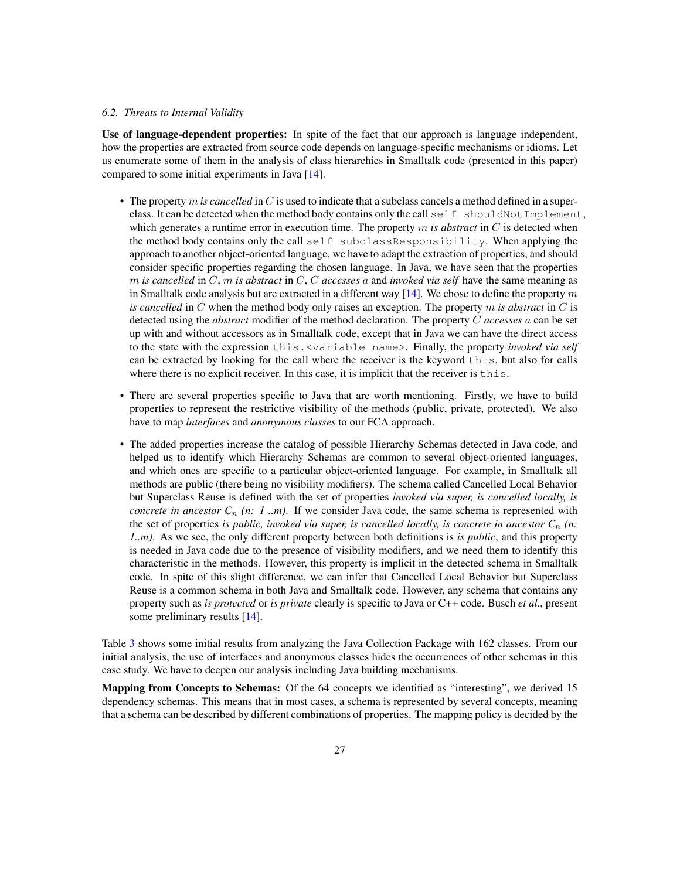### 6.2. Threats to Internal Validity

**Use of language-dependent properties:** In spite of the fact that our approach is language independent, how the properties are extracted from source code depends on language-specific mechanisms or idioms. Let us enumerate some of them in the analysis of class hierarchies in Smalltalk code (presented in this paper) compared to some initial experiments in Java [14].

- The property $m$ *is cancelled* in $C$ is used to indicate that a subclass cancels a method defined in a superclass. It can be detected when the method body contains only the call `self shouldNotImplement`, which generates a runtime error in execution time. The property $m$ *is abstract* in $C$ is detected when the method body contains only the call `self subclassResponsibility`. When applying the approach to another object-oriented language, we have to adapt the extraction of properties, and should consider specific properties regarding the chosen language. In Java, we have seen that the properties $m$ *is cancelled* in $C$, $m$ *is abstract* in $C$, $C$ *accesses* $a$ and *invoked via self* have the same meaning as in Smalltalk code analysis but are extracted in a different way [14]. We chose to define the property $m$ *is cancelled* in $C$ when the method body only raises an exception. The property $m$ *is abstract* in $C$ is detected using the *abstract* modifier of the method declaration. The property $C$ *accesses* $a$ can be set up with and without accessors as in Smalltalk code, except that in Java we can have the direct access to the state with the expression `this.<variable name>`. Finally, the property *invoked via self* can be extracted by looking for the call where the receiver is the keyword `this`, but also for calls where there is no explicit receiver. In this case, it is implicit that the receiver is `this`.
- There are several properties specific to Java that are worth mentioning. Firstly, we have to build properties to represent the restrictive visibility of the methods (public, private, protected). We also have to map *interfaces* and *anonymous classes* to our FCA approach.
- The added properties increase the catalog of possible Hierarchy Schemas detected in Java code, and helped us to identify which Hierarchy Schemas are common to several object-oriented languages, and which ones are specific to a particular object-oriented language. For example, in Smalltalk all methods are public (there being no visibility modifiers). The schema called Cancelled Local Behavior but Superclass Reuse is defined with the set of properties *invoked via super, is cancelled locally, is concrete in ancestor* $C_n$ *(n: 1 ..m)*. If we consider Java code, the same schema is represented with the set of properties *is public, invoked via super, is cancelled locally, is concrete in ancestor* $C_n$ *(n: 1..m)*. As we see, the only different property between both definitions is *is public*, and this property is needed in Java code due to the presence of visibility modifiers, and we need them to identify this characteristic in the methods. However, this property is implicit in the detected schema in Smalltalk code. In spite of this slight difference, we can infer that Cancelled Local Behavior but Superclass Reuse is a common schema in both Java and Smalltalk code. However, any schema that contains any property such as *is protected* or *is private* clearly is specific to Java or C++ code. Busch *et al.*, present some preliminary results [14].

Table 3 shows some initial results from analyzing the Java Collection Package with 162 classes. From our initial analysis, the use of interfaces and anonymous classes hides the occurrences of other schemas in this case study. We have to deepen our analysis including Java building mechanisms.

**Mapping from Concepts to Schemas:** Of the 64 concepts we identified as "interesting", we derived 15 dependency schemas. This means that in most cases, a schema is represented by several concepts, meaning that a schema can be described by different combinations of properties. The mapping policy is decided by the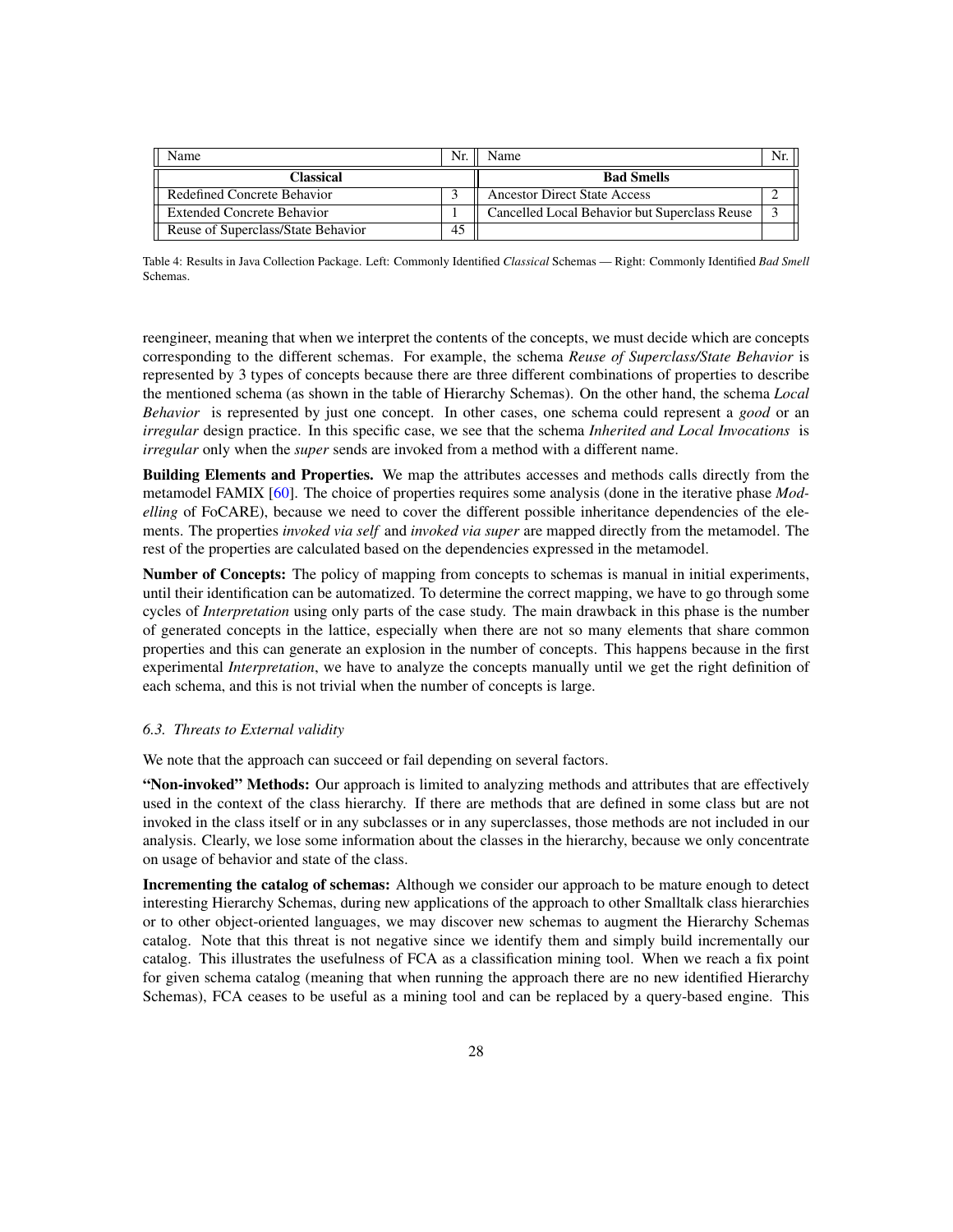| Name | Nr. | Name | Nr. |
|---|---|---|---|
| **Classical** | | **Bad Smells** | |
| Redefined Concrete Behavior | 3 | Ancestor Direct State Access | 2 |
| Extended Concrete Behavior | 1 | Cancelled Local Behavior but Superclass Reuse | 3 |
| Reuse of Superclass/State Behavior | 45 | | |

Table 4: Results in Java Collection Package. Left: Commonly Identified *Classical* Schemas — Right: Commonly Identified *Bad Smell* Schemas.

reengineer, meaning that when we interpret the contents of the concepts, we must decide which are concepts corresponding to the different schemas. For example, the schema *Reuse of Superclass/State Behavior* is represented by 3 types of concepts because there are three different combinations of properties to describe the mentioned schema (as shown in the table of Hierarchy Schemas). On the other hand, the schema *Local Behavior* is represented by just one concept. In other cases, one schema could represent a *good* or an *irregular* design practice. In this specific case, we see that the schema *Inherited and Local Invocations* is *irregular* only when the *super* sends are invoked from a method with a different name.

**Building Elements and Properties.** We map the attributes accesses and methods calls directly from the metamodel FAMIX [60]. The choice of properties requires some analysis (done in the iterative phase *Modelling* of FoCARE), because we need to cover the different possible inheritance dependencies of the elements. The properties *invoked via self* and *invoked via super* are mapped directly from the metamodel. The rest of the properties are calculated based on the dependencies expressed in the metamodel.

**Number of Concepts:** The policy of mapping from concepts to schemas is manual in initial experiments, until their identification can be automatized. To determine the correct mapping, we have to go through some cycles of *Interpretation* using only parts of the case study. The main drawback in this phase is the number of generated concepts in the lattice, especially when there are not so many elements that share common properties and this can generate an explosion in the number of concepts. This happens because in the first experimental *Interpretation*, we have to analyze the concepts manually until we get the right definition of each schema, and this is not trivial when the number of concepts is large.

### *6.3. Threats to External validity*

We note that the approach can succeed or fail depending on several factors.

**"Non-invoked" Methods:** Our approach is limited to analyzing methods and attributes that are effectively used in the context of the class hierarchy. If there are methods that are defined in some class but are not invoked in the class itself or in any subclasses or in any superclasses, those methods are not included in our analysis. Clearly, we lose some information about the classes in the hierarchy, because we only concentrate on usage of behavior and state of the class.

**Incrementing the catalog of schemas:** Although we consider our approach to be mature enough to detect interesting Hierarchy Schemas, during new applications of the approach to other Smalltalk class hierarchies or to other object-oriented languages, we may discover new schemas to augment the Hierarchy Schemas catalog. Note that this threat is not negative since we identify them and simply build incrementally our catalog. This illustrates the usefulness of FCA as a classification mining tool. When we reach a fix point for given schema catalog (meaning that when running the approach there are no new identified Hierarchy Schemas), FCA ceases to be useful as a mining tool and can be replaced by a query-based engine. This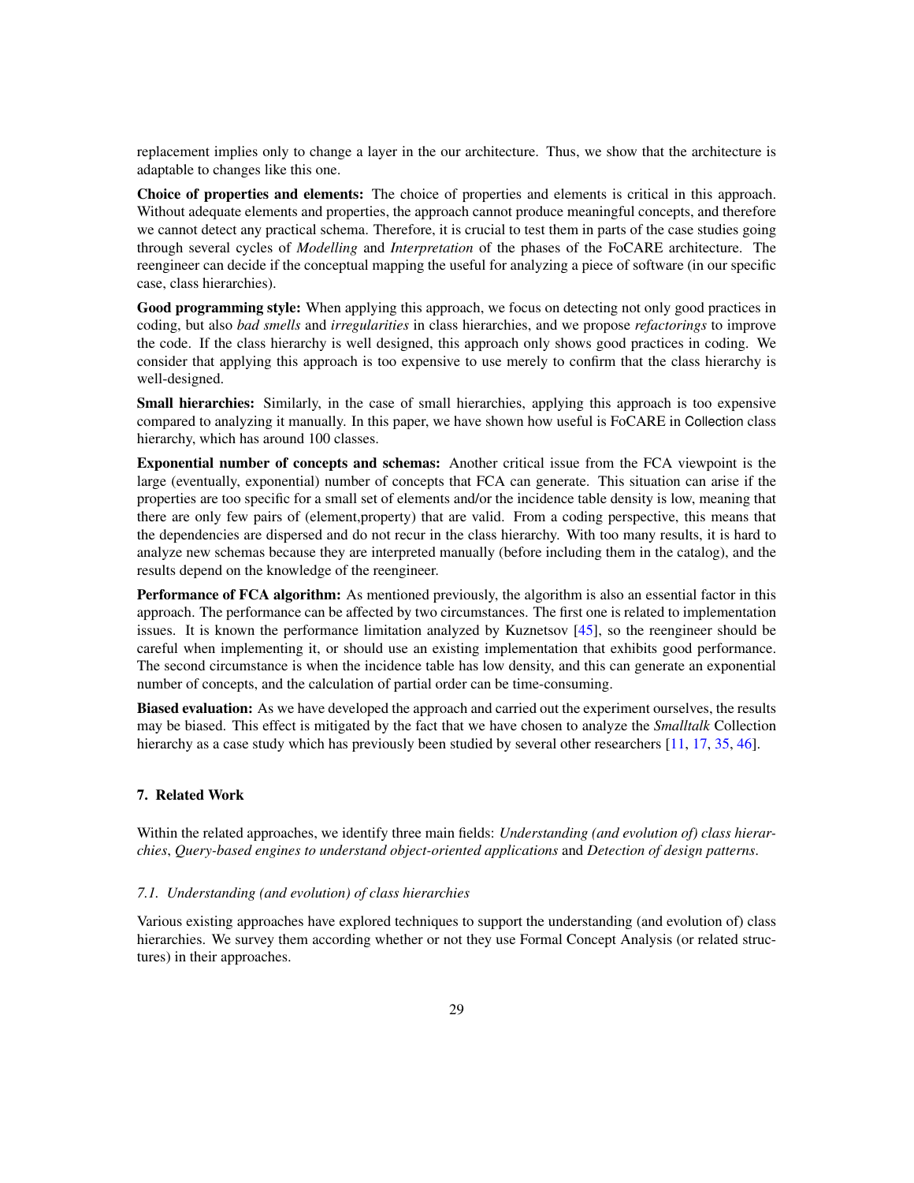replacement implies only to change a layer in the our architecture. Thus, we show that the architecture is adaptable to changes like this one.

**Choice of properties and elements:** The choice of properties and elements is critical in this approach. Without adequate elements and properties, the approach cannot produce meaningful concepts, and therefore we cannot detect any practical schema. Therefore, it is crucial to test them in parts of the case studies going through several cycles of *Modelling* and *Interpretation* of the phases of the FoCARE architecture. The reengineer can decide if the conceptual mapping the useful for analyzing a piece of software (in our specific case, class hierarchies).

**Good programming style:** When applying this approach, we focus on detecting not only good practices in coding, but also *bad smells* and *irregularities* in class hierarchies, and we propose *refactorings* to improve the code. If the class hierarchy is well designed, this approach only shows good practices in coding. We consider that applying this approach is too expensive to use merely to confirm that the class hierarchy is well-designed.

**Small hierarchies:** Similarly, in the case of small hierarchies, applying this approach is too expensive compared to analyzing it manually. In this paper, we have shown how useful is FoCARE in Collection class hierarchy, which has around 100 classes.

**Exponential number of concepts and schemas:** Another critical issue from the FCA viewpoint is the large (eventually, exponential) number of concepts that FCA can generate. This situation can arise if the properties are too specific for a small set of elements and/or the incidence table density is low, meaning that there are only few pairs of (element,property) that are valid. From a coding perspective, this means that the dependencies are dispersed and do not recur in the class hierarchy. With too many results, it is hard to analyze new schemas because they are interpreted manually (before including them in the catalog), and the results depend on the knowledge of the reengineer.

**Performance of FCA algorithm:** As mentioned previously, the algorithm is also an essential factor in this approach. The performance can be affected by two circumstances. The first one is related to implementation issues. It is known the performance limitation analyzed by Kuznetsov [45], so the reengineer should be careful when implementing it, or should use an existing implementation that exhibits good performance. The second circumstance is when the incidence table has low density, and this can generate an exponential number of concepts, and the calculation of partial order can be time-consuming.

**Biased evaluation:** As we have developed the approach and carried out the experiment ourselves, the results may be biased. This effect is mitigated by the fact that we have chosen to analyze the *Smalltalk* Collection hierarchy as a case study which has previously been studied by several other researchers [11, 17, 35, 46].

## 7. Related Work

Within the related approaches, we identify three main fields: *Understanding (and evolution of) class hierarchies*, *Query-based engines to understand object-oriented applications* and *Detection of design patterns*.

### 7.1. Understanding (and evolution) of class hierarchies

Various existing approaches have explored techniques to support the understanding (and evolution of) class hierarchies. We survey them according whether or not they use Formal Concept Analysis (or related structures) in their approaches.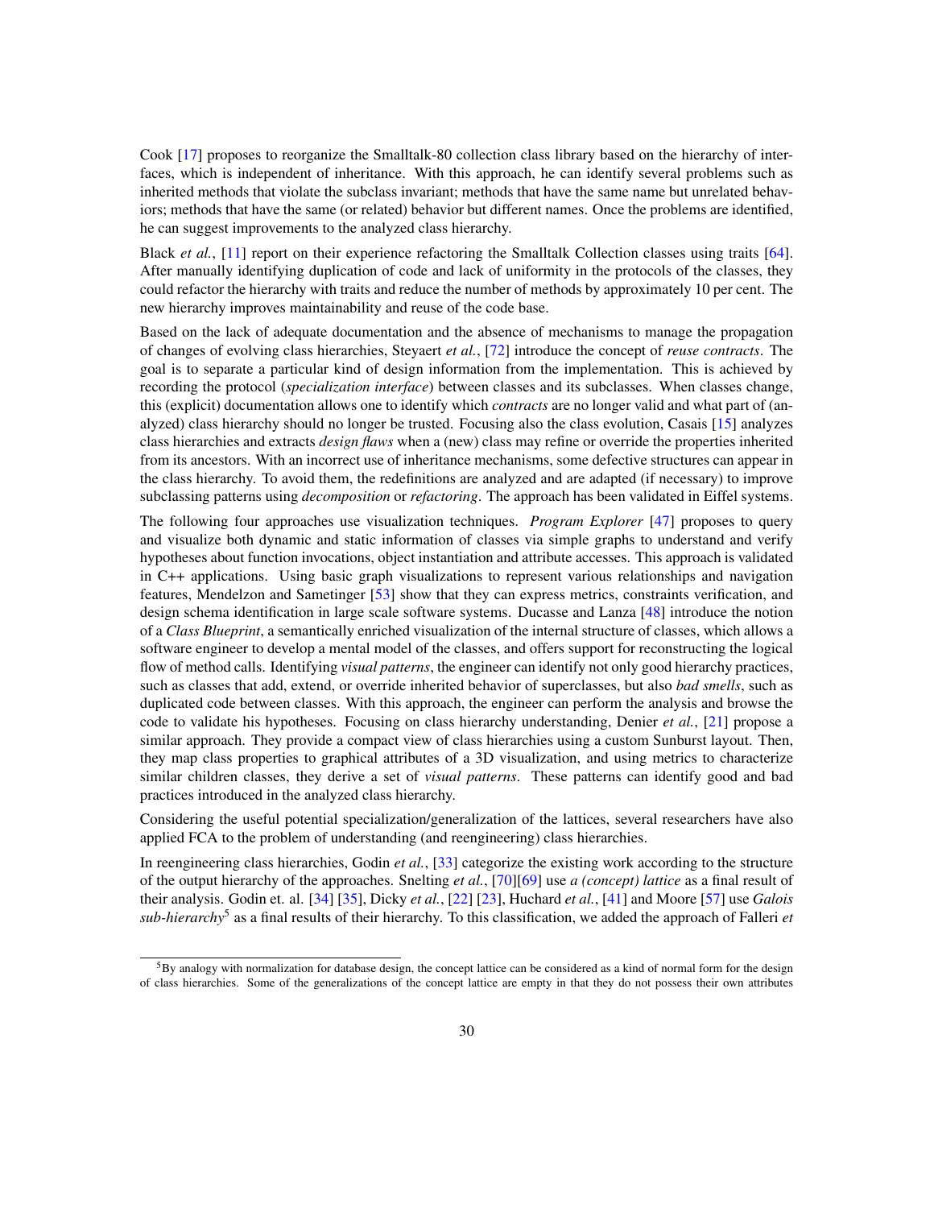Cook [17] proposes to reorganize the Smalltalk-80 collection class library based on the hierarchy of interfaces, which is independent of inheritance. With this approach, he can identify several problems such as inherited methods that violate the subclass invariant; methods that have the same name but unrelated behaviors; methods that have the same (or related) behavior but different names. Once the problems are identified, he can suggest improvements to the analyzed class hierarchy.

Black *et al.*, [11] report on their experience refactoring the Smalltalk Collection classes using traits [64]. After manually identifying duplication of code and lack of uniformity in the protocols of the classes, they could refactor the hierarchy with traits and reduce the number of methods by approximately 10 per cent. The new hierarchy improves maintainability and reuse of the code base.

Based on the lack of adequate documentation and the absence of mechanisms to manage the propagation of changes of evolving class hierarchies, Steyaert *et al.*, [72] introduce the concept of *reuse contracts*. The goal is to separate a particular kind of design information from the implementation. This is achieved by recording the protocol (*specialization interface*) between classes and its subclasses. When classes change, this (explicit) documentation allows one to identify which *contracts* are no longer valid and what part of (analyzed) class hierarchy should no longer be trusted. Focusing also the class evolution, Casais [15] analyzes class hierarchies and extracts *design flaws* when a (new) class may refine or override the properties inherited from its ancestors. With an incorrect use of inheritance mechanisms, some defective structures can appear in the class hierarchy. To avoid them, the redefinitions are analyzed and are adapted (if necessary) to improve subclassing patterns using *decomposition* or *refactoring*. The approach has been validated in Eiffel systems.

The following four approaches use visualization techniques. *Program Explorer* [47] proposes to query and visualize both dynamic and static information of classes via simple graphs to understand and verify hypotheses about function invocations, object instantiation and attribute accesses. This approach is validated in C++ applications. Using basic graph visualizations to represent various relationships and navigation features, Mendelzon and Sametinger [53] show that they can express metrics, constraints verification, and design schema identification in large scale software systems. Ducasse and Lanza [48] introduce the notion of a *Class Blueprint*, a semantically enriched visualization of the internal structure of classes, which allows a software engineer to develop a mental model of the classes, and offers support for reconstructing the logical flow of method calls. Identifying *visual patterns*, the engineer can identify not only good hierarchy practices, such as classes that add, extend, or override inherited behavior of superclasses, but also *bad smells*, such as duplicated code between classes. With this approach, the engineer can perform the analysis and browse the code to validate his hypotheses. Focusing on class hierarchy understanding, Denier *et al.*, [21] propose a similar approach. They provide a compact view of class hierarchies using a custom Sunburst layout. Then, they map class properties to graphical attributes of a 3D visualization, and using metrics to characterize similar children classes, they derive a set of *visual patterns*. These patterns can identify good and bad practices introduced in the analyzed class hierarchy.

Considering the useful potential specialization/generalization of the lattices, several researchers have also applied FCA to the problem of understanding (and reengineering) class hierarchies.

In reengineering class hierarchies, Godin *et al.*, [33] categorize the existing work according to the structure of the output hierarchy of the approaches. Snelting *et al.*, [70][69] use *a (concept) lattice* as a final result of their analysis. Godin et. al. [34] [35], Dicky *et al.*, [22] [23], Huchard *et al.*, [41] and Moore [57] use *Galois sub-hierarchy*[5] as a final results of their hierarchy. To this classification, we added the approach of Falleri *et*

[5] By analogy with normalization for database design, the concept lattice can be considered as a kind of normal form for the design of class hierarchies. Some of the generalizations of the concept lattice are empty in that they do not possess their own attributes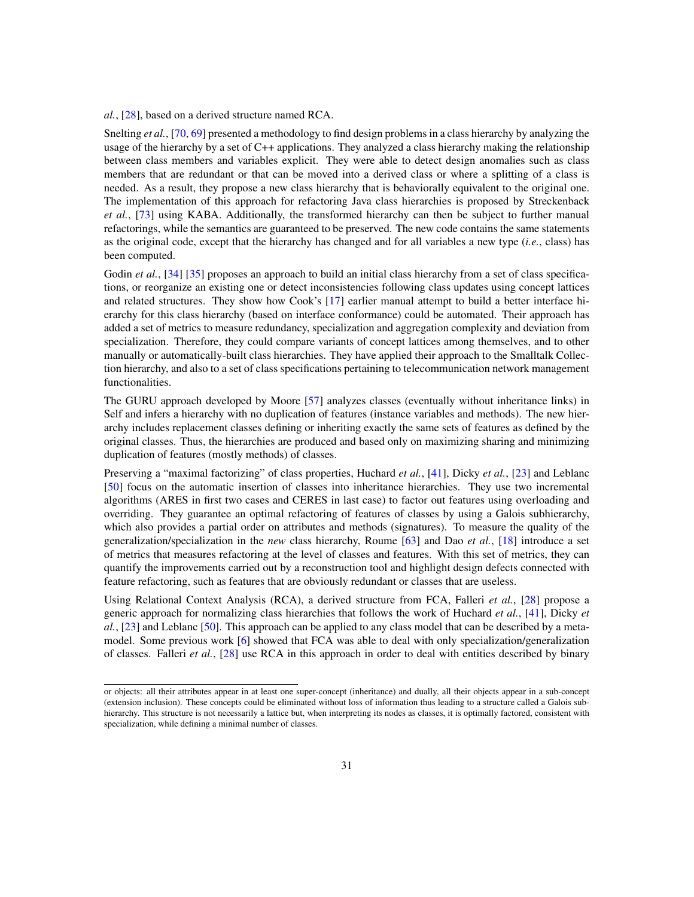*al.*, [28], based on a derived structure named RCA.

Snelting *et al.*, [70, 69] presented a methodology to find design problems in a class hierarchy by analyzing the usage of the hierarchy by a set of C++ applications. They analyzed a class hierarchy making the relationship between class members and variables explicit. They were able to detect design anomalies such as class members that are redundant or that can be moved into a derived class or where a splitting of a class is needed. As a result, they propose a new class hierarchy that is behaviorally equivalent to the original one. The implementation of this approach for refactoring Java class hierarchies is proposed by Streckenback *et al.*, [73] using KABA. Additionally, the transformed hierarchy can then be subject to further manual refactorings, while the semantics are guaranteed to be preserved. The new code contains the same statements as the original code, except that the hierarchy has changed and for all variables a new type (*i.e.*, class) has been computed.

Godin *et al.*, [34] [35] proposes an approach to build an initial class hierarchy from a set of class specifications, or reorganize an existing one or detect inconsistencies following class updates using concept lattices and related structures. They show how Cook's [17] earlier manual attempt to build a better interface hierarchy for this class hierarchy (based on interface conformance) could be automated. Their approach has added a set of metrics to measure redundancy, specialization and aggregation complexity and deviation from specialization. Therefore, they could compare variants of concept lattices among themselves, and to other manually or automatically-built class hierarchies. They have applied their approach to the Smalltalk Collection hierarchy, and also to a set of class specifications pertaining to telecommunication network management functionalities.

The GURU approach developed by Moore [57] analyzes classes (eventually without inheritance links) in Self and infers a hierarchy with no duplication of features (instance variables and methods). The new hierarchy includes replacement classes defining or inheriting exactly the same sets of features as defined by the original classes. Thus, the hierarchies are produced and based only on maximizing sharing and minimizing duplication of features (mostly methods) of classes.

Preserving a "maximal factorizing" of class properties, Huchard *et al.*, [41], Dicky *et al.*, [23] and Leblanc [50] focus on the automatic insertion of classes into inheritance hierarchies. They use two incremental algorithms (ARES in first two cases and CERES in last case) to factor out features using overloading and overriding. They guarantee an optimal refactoring of features of classes by using a Galois subhierarchy, which also provides a partial order on attributes and methods (signatures). To measure the quality of the generalization/specialization in the *new* class hierarchy, Roume [63] and Dao *et al.*, [18] introduce a set of metrics that measures refactoring at the level of classes and features. With this set of metrics, they can quantify the improvements carried out by a reconstruction tool and highlight design defects connected with feature refactoring, such as features that are obviously redundant or classes that are useless.

Using Relational Context Analysis (RCA), a derived structure from FCA, Falleri *et al.*, [28] propose a generic approach for normalizing class hierarchies that follows the work of Huchard *et al.*, [41], Dicky *et al.*, [23] and Leblanc [50]. This approach can be applied to any class model that can be described by a metamodel. Some previous work [6] showed that FCA was able to deal with only specialization/generalization of classes. Falleri *et al.*, [28] use RCA in this approach in order to deal with entities described by binary

---

or objects: all their attributes appear in at least one super-concept (inheritance) and dually, all their objects appear in a sub-concept (extension inclusion). These concepts could be eliminated without loss of information thus leading to a structure called a Galois subhierarchy. This structure is not necessarily a lattice but, when interpreting its nodes as classes, it is optimally factored, consistent with specialization, while defining a minimal number of classes.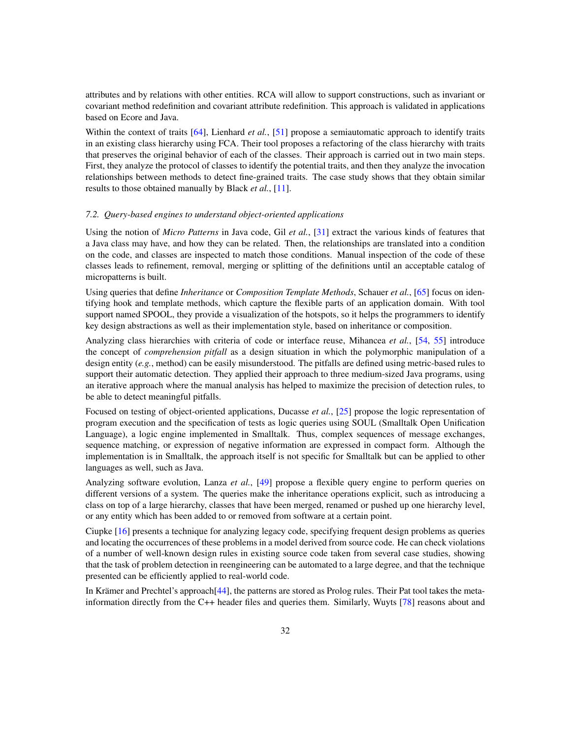attributes and by relations with other entities. RCA will allow to support constructions, such as invariant or covariant method redefinition and covariant attribute redefinition. This approach is validated in applications based on Ecore and Java.

Within the context of traits [64], Lienhard *et al.*, [51] propose a semiautomatic approach to identify traits in an existing class hierarchy using FCA. Their tool proposes a refactoring of the class hierarchy with traits that preserves the original behavior of each of the classes. Their approach is carried out in two main steps. First, they analyze the protocol of classes to identify the potential traits, and then they analyze the invocation relationships between methods to detect fine-grained traits. The case study shows that they obtain similar results to those obtained manually by Black *et al.*, [11].

### *7.2. Query-based engines to understand object-oriented applications*

Using the notion of *Micro Patterns* in Java code, Gil *et al.*, [31] extract the various kinds of features that a Java class may have, and how they can be related. Then, the relationships are translated into a condition on the code, and classes are inspected to match those conditions. Manual inspection of the code of these classes leads to refinement, removal, merging or splitting of the definitions until an acceptable catalog of micropatterns is built.

Using queries that define *Inheritance* or *Composition Template Methods*, Schauer *et al.*, [65] focus on identifying hook and template methods, which capture the flexible parts of an application domain. With tool support named SPOOL, they provide a visualization of the hotspots, so it helps the programmers to identify key design abstractions as well as their implementation style, based on inheritance or composition.

Analyzing class hierarchies with criteria of code or interface reuse, Mihancea *et al.*, [54, 55] introduce the concept of *comprehension pitfall* as a design situation in which the polymorphic manipulation of a design entity (*e.g.*, method) can be easily misunderstood. The pitfalls are defined using metric-based rules to support their automatic detection. They applied their approach to three medium-sized Java programs, using an iterative approach where the manual analysis has helped to maximize the precision of detection rules, to be able to detect meaningful pitfalls.

Focused on testing of object-oriented applications, Ducasse *et al.*, [25] propose the logic representation of program execution and the specification of tests as logic queries using SOUL (Smalltalk Open Unification Language), a logic engine implemented in Smalltalk. Thus, complex sequences of message exchanges, sequence matching, or expression of negative information are expressed in compact form. Although the implementation is in Smalltalk, the approach itself is not specific for Smalltalk but can be applied to other languages as well, such as Java.

Analyzing software evolution, Lanza *et al.*, [49] propose a flexible query engine to perform queries on different versions of a system. The queries make the inheritance operations explicit, such as introducing a class on top of a large hierarchy, classes that have been merged, renamed or pushed up one hierarchy level, or any entity which has been added to or removed from software at a certain point.

Ciupke [16] presents a technique for analyzing legacy code, specifying frequent design problems as queries and locating the occurrences of these problems in a model derived from source code. He can check violations of a number of well-known design rules in existing source code taken from several case studies, showing that the task of problem detection in reengineering can be automated to a large degree, and that the technique presented can be efficiently applied to real-world code.

In Krämer and Prechtel's approach[44], the patterns are stored as Prolog rules. Their Pat tool takes the meta-information directly from the C++ header files and queries them. Similarly, Wuyts [78] reasons about and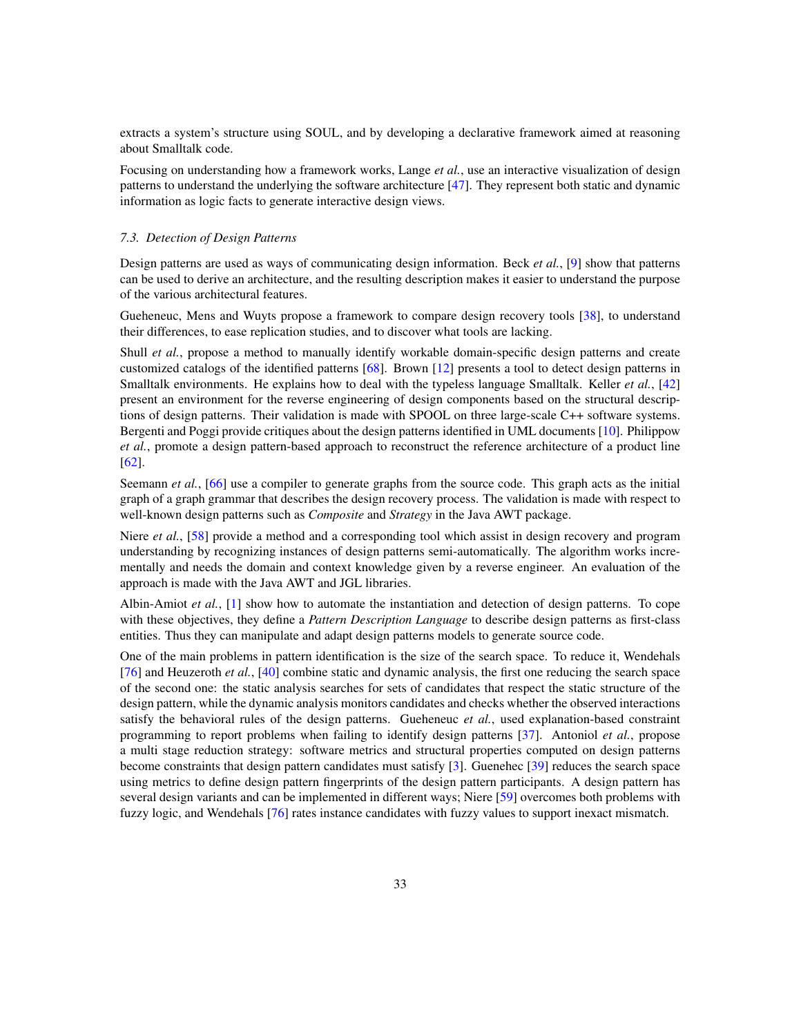extracts a system's structure using SOUL, and by developing a declarative framework aimed at reasoning about Smalltalk code.

Focusing on understanding how a framework works, Lange *et al.*, use an interactive visualization of design patterns to understand the underlying the software architecture [47]. They represent both static and dynamic information as logic facts to generate interactive design views.

### *7.3. Detection of Design Patterns*

Design patterns are used as ways of communicating design information. Beck *et al.*, [9] show that patterns can be used to derive an architecture, and the resulting description makes it easier to understand the purpose of the various architectural features.

Gueheneuc, Mens and Wuyts propose a framework to compare design recovery tools [38], to understand their differences, to ease replication studies, and to discover what tools are lacking.

Shull *et al.*, propose a method to manually identify workable domain-specific design patterns and create customized catalogs of the identified patterns [68]. Brown [12] presents a tool to detect design patterns in Smalltalk environments. He explains how to deal with the typeless language Smalltalk. Keller *et al.*, [42] present an environment for the reverse engineering of design components based on the structural descriptions of design patterns. Their validation is made with SPOOL on three large-scale C++ software systems. Bergenti and Poggi provide critiques about the design patterns identified in UML documents [10]. Philippow *et al.*, promote a design pattern-based approach to reconstruct the reference architecture of a product line [62].

Seemann *et al.*, [66] use a compiler to generate graphs from the source code. This graph acts as the initial graph of a graph grammar that describes the design recovery process. The validation is made with respect to well-known design patterns such as *Composite* and *Strategy* in the Java AWT package.

Niere *et al.*, [58] provide a method and a corresponding tool which assist in design recovery and program understanding by recognizing instances of design patterns semi-automatically. The algorithm works incrementally and needs the domain and context knowledge given by a reverse engineer. An evaluation of the approach is made with the Java AWT and JGL libraries.

Albin-Amiot *et al.*, [1] show how to automate the instantiation and detection of design patterns. To cope with these objectives, they define a *Pattern Description Language* to describe design patterns as first-class entities. Thus they can manipulate and adapt design patterns models to generate source code.

One of the main problems in pattern identification is the size of the search space. To reduce it, Wendehals [76] and Heuzeroth *et al.*, [40] combine static and dynamic analysis, the first one reducing the search space of the second one: the static analysis searches for sets of candidates that respect the static structure of the design pattern, while the dynamic analysis monitors candidates and checks whether the observed interactions satisfy the behavioral rules of the design patterns. Gueheneuc *et al.*, used explanation-based constraint programming to report problems when failing to identify design patterns [37]. Antoniol *et al.*, propose a multi stage reduction strategy: software metrics and structural properties computed on design patterns become constraints that design pattern candidates must satisfy [3]. Guenehec [39] reduces the search space using metrics to define design pattern fingerprints of the design pattern participants. A design pattern has several design variants and can be implemented in different ways; Niere [59] overcomes both problems with fuzzy logic, and Wendehals [76] rates instance candidates with fuzzy values to support inexact mismatch.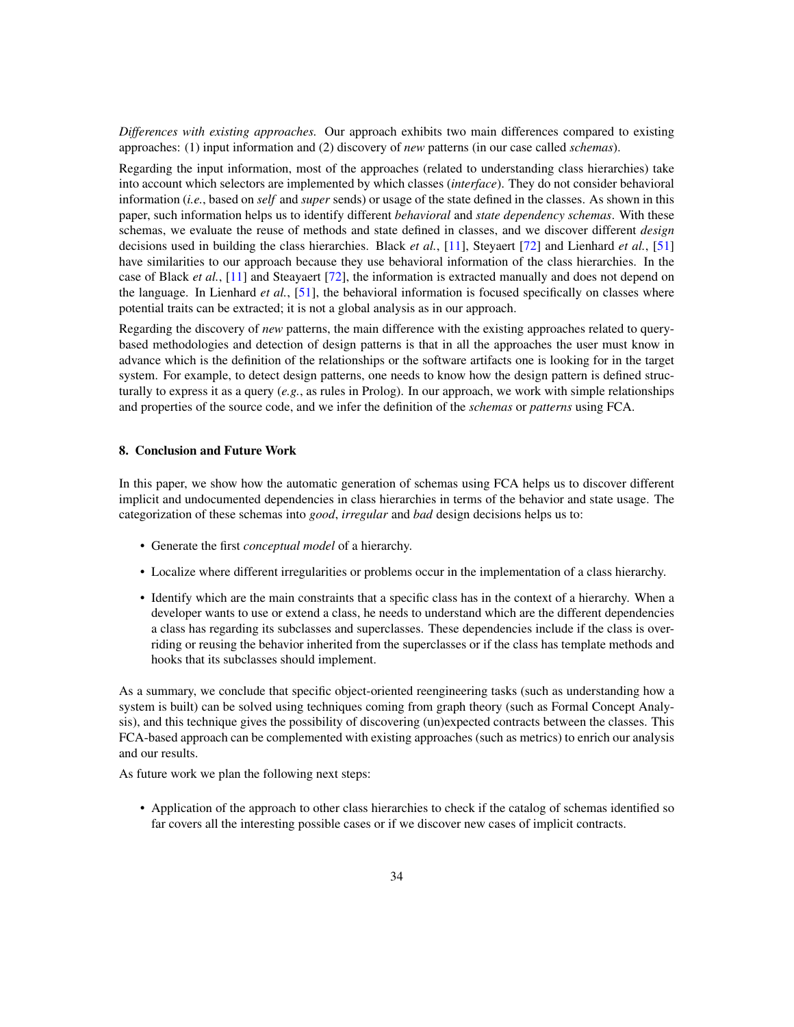*Differences with existing approaches.* Our approach exhibits two main differences compared to existing approaches: (1) input information and (2) discovery of *new* patterns (in our case called *schemas*).

Regarding the input information, most of the approaches (related to understanding class hierarchies) take into account which selectors are implemented by which classes (*interface*). They do not consider behavioral information (*i.e.*, based on *self* and *super* sends) or usage of the state defined in the classes. As shown in this paper, such information helps us to identify different *behavioral* and *state dependency schemas*. With these schemas, we evaluate the reuse of methods and state defined in classes, and we discover different *design* decisions used in building the class hierarchies. Black *et al.*, [11], Steyaert [72] and Lienhard *et al.*, [51] have similarities to our approach because they use behavioral information of the class hierarchies. In the case of Black *et al.*, [11] and Steayaert [72], the information is extracted manually and does not depend on the language. In Lienhard *et al.*, [51], the behavioral information is focused specifically on classes where potential traits can be extracted; it is not a global analysis as in our approach.

Regarding the discovery of *new* patterns, the main difference with the existing approaches related to query-based methodologies and detection of design patterns is that in all the approaches the user must know in advance which is the definition of the relationships or the software artifacts one is looking for in the target system. For example, to detect design patterns, one needs to know how the design pattern is defined structurally to express it as a query (*e.g.*, as rules in Prolog). In our approach, we work with simple relationships and properties of the source code, and we infer the definition of the *schemas* or *patterns* using FCA.

## 8. Conclusion and Future Work

In this paper, we show how the automatic generation of schemas using FCA helps us to discover different implicit and undocumented dependencies in class hierarchies in terms of the behavior and state usage. The categorization of these schemas into *good*, *irregular* and *bad* design decisions helps us to:

- Generate the first *conceptual model* of a hierarchy.
- Localize where different irregularities or problems occur in the implementation of a class hierarchy.
- Identify which are the main constraints that a specific class has in the context of a hierarchy. When a developer wants to use or extend a class, he needs to understand which are the different dependencies a class has regarding its subclasses and superclasses. These dependencies include if the class is overriding or reusing the behavior inherited from the superclasses or if the class has template methods and hooks that its subclasses should implement.

As a summary, we conclude that specific object-oriented reengineering tasks (such as understanding how a system is built) can be solved using techniques coming from graph theory (such as Formal Concept Analysis), and this technique gives the possibility of discovering (un)expected contracts between the classes. This FCA-based approach can be complemented with existing approaches (such as metrics) to enrich our analysis and our results.

As future work we plan the following next steps:

- Application of the approach to other class hierarchies to check if the catalog of schemas identified so far covers all the interesting possible cases or if we discover new cases of implicit contracts.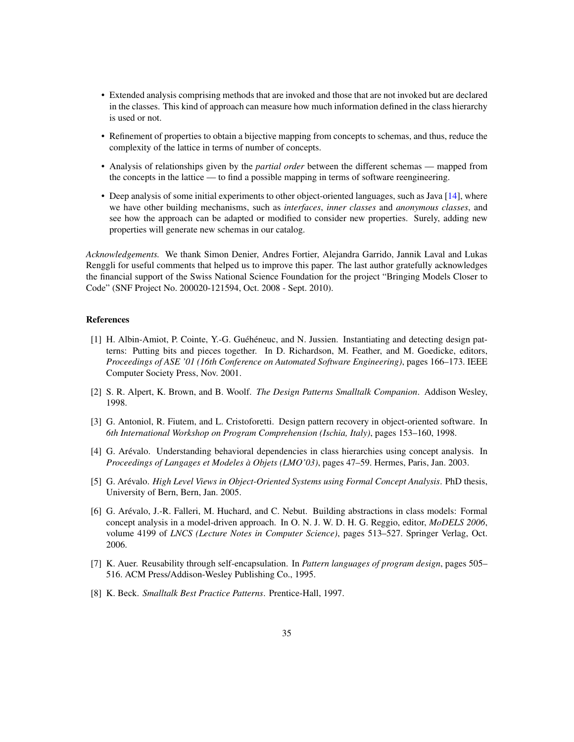- Extended analysis comprising methods that are invoked and those that are not invoked but are declared in the classes. This kind of approach can measure how much information defined in the class hierarchy is used or not.
- Refinement of properties to obtain a bijective mapping from concepts to schemas, and thus, reduce the complexity of the lattice in terms of number of concepts.
- Analysis of relationships given by the *partial order* between the different schemas — mapped from the concepts in the lattice — to find a possible mapping in terms of software reengineering.
- Deep analysis of some initial experiments to other object-oriented languages, such as Java [14], where we have other building mechanisms, such as *interfaces*, *inner classes* and *anonymous classes*, and see how the approach can be adapted or modified to consider new properties. Surely, adding new properties will generate new schemas in our catalog.

*Acknowledgements.* We thank Simon Denier, Andres Fortier, Alejandra Garrido, Jannik Laval and Lukas Renggli for useful comments that helped us to improve this paper. The last author gratefully acknowledges the financial support of the Swiss National Science Foundation for the project "Bringing Models Closer to Code" (SNF Project No. 200020-121594, Oct. 2008 - Sept. 2010).

## References

[1] H. Albin-Amiot, P. Cointe, Y.-G. Guéhéneuc, and N. Jussien. Instantiating and detecting design patterns: Putting bits and pieces together. In D. Richardson, M. Feather, and M. Goedicke, editors, *Proceedings of ASE '01 (16th Conference on Automated Software Engineering)*, pages 166–173. IEEE Computer Society Press, Nov. 2001.

[2] S. R. Alpert, K. Brown, and B. Woolf. *The Design Patterns Smalltalk Companion*. Addison Wesley, 1998.

[3] G. Antoniol, R. Fiutem, and L. Cristoforetti. Design pattern recovery in object-oriented software. In *6th International Workshop on Program Comprehension (Ischia, Italy)*, pages 153–160, 1998.

[4] G. Arévalo. Understanding behavioral dependencies in class hierarchies using concept analysis. In *Proceedings of Langages et Modeles à Objets (LMO'03)*, pages 47–59. Hermes, Paris, Jan. 2003.

[5] G. Arévalo. *High Level Views in Object-Oriented Systems using Formal Concept Analysis*. PhD thesis, University of Bern, Bern, Jan. 2005.

[6] G. Arévalo, J.-R. Falleri, M. Huchard, and C. Nebut. Building abstractions in class models: Formal concept analysis in a model-driven approach. In O. N. J. W. D. H. G. Reggio, editor, *MoDELS 2006*, volume 4199 of *LNCS (Lecture Notes in Computer Science)*, pages 513–527. Springer Verlag, Oct. 2006.

[7] K. Auer. Reusability through self-encapsulation. In *Pattern languages of program design*, pages 505–516. ACM Press/Addison-Wesley Publishing Co., 1995.

[8] K. Beck. *Smalltalk Best Practice Patterns*. Prentice-Hall, 1997.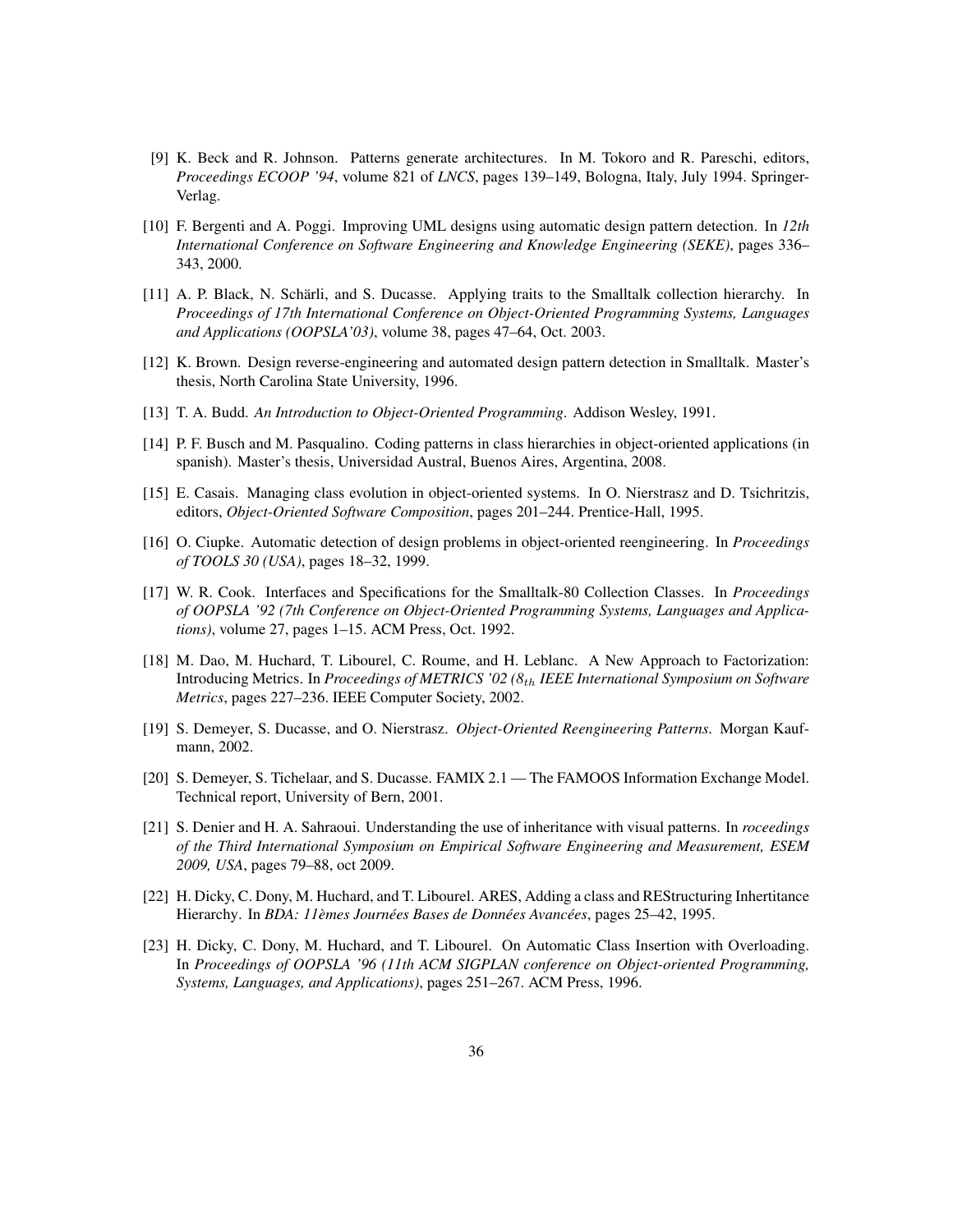[9] K. Beck and R. Johnson. Patterns generate architectures. In M. Tokoro and R. Pareschi, editors, *Proceedings ECOOP '94*, volume 821 of *LNCS*, pages 139–149, Bologna, Italy, July 1994. Springer-Verlag.

[10] F. Bergenti and A. Poggi. Improving UML designs using automatic design pattern detection. In *12th International Conference on Software Engineering and Knowledge Engineering (SEKE)*, pages 336–343, 2000.

[11] A. P. Black, N. Schärli, and S. Ducasse. Applying traits to the Smalltalk collection hierarchy. In *Proceedings of 17th International Conference on Object-Oriented Programming Systems, Languages and Applications (OOPSLA'03)*, volume 38, pages 47–64, Oct. 2003.

[12] K. Brown. Design reverse-engineering and automated design pattern detection in Smalltalk. Master's thesis, North Carolina State University, 1996.

[13] T. A. Budd. *An Introduction to Object-Oriented Programming*. Addison Wesley, 1991.

[14] P. F. Busch and M. Pasqualino. Coding patterns in class hierarchies in object-oriented applications (in spanish). Master's thesis, Universidad Austral, Buenos Aires, Argentina, 2008.

[15] E. Casais. Managing class evolution in object-oriented systems. In O. Nierstrasz and D. Tsichritzis, editors, *Object-Oriented Software Composition*, pages 201–244. Prentice-Hall, 1995.

[16] O. Ciupke. Automatic detection of design problems in object-oriented reengineering. In *Proceedings of TOOLS 30 (USA)*, pages 18–32, 1999.

[17] W. R. Cook. Interfaces and Specifications for the Smalltalk-80 Collection Classes. In *Proceedings of OOPSLA '92 (7th Conference on Object-Oriented Programming Systems, Languages and Applications)*, volume 27, pages 1–15. ACM Press, Oct. 1992.

[18] M. Dao, M. Huchard, T. Libourel, C. Roume, and H. Leblanc. A New Approach to Factorization: Introducing Metrics. In *Proceedings of METRICS '02 ($8_{th}$ IEEE International Symposium on Software Metrics*, pages 227–236. IEEE Computer Society, 2002.

[19] S. Demeyer, S. Ducasse, and O. Nierstrasz. *Object-Oriented Reengineering Patterns*. Morgan Kaufmann, 2002.

[20] S. Demeyer, S. Tichelaar, and S. Ducasse. FAMIX 2.1 — The FAMOOS Information Exchange Model. Technical report, University of Bern, 2001.

[21] S. Denier and H. A. Sahraoui. Understanding the use of inheritance with visual patterns. In *roceedings of the Third International Symposium on Empirical Software Engineering and Measurement, ESEM 2009, USA*, pages 79–88, oct 2009.

[22] H. Dicky, C. Dony, M. Huchard, and T. Libourel. ARES, Adding a class and REStructuring Inhertitance Hierarchy. In *BDA: 11èmes Journées Bases de Données Avancées*, pages 25–42, 1995.

[23] H. Dicky, C. Dony, M. Huchard, and T. Libourel. On Automatic Class Insertion with Overloading. In *Proceedings of OOPSLA '96 (11th ACM SIGPLAN conference on Object-oriented Programming, Systems, Languages, and Applications)*, pages 251–267. ACM Press, 1996.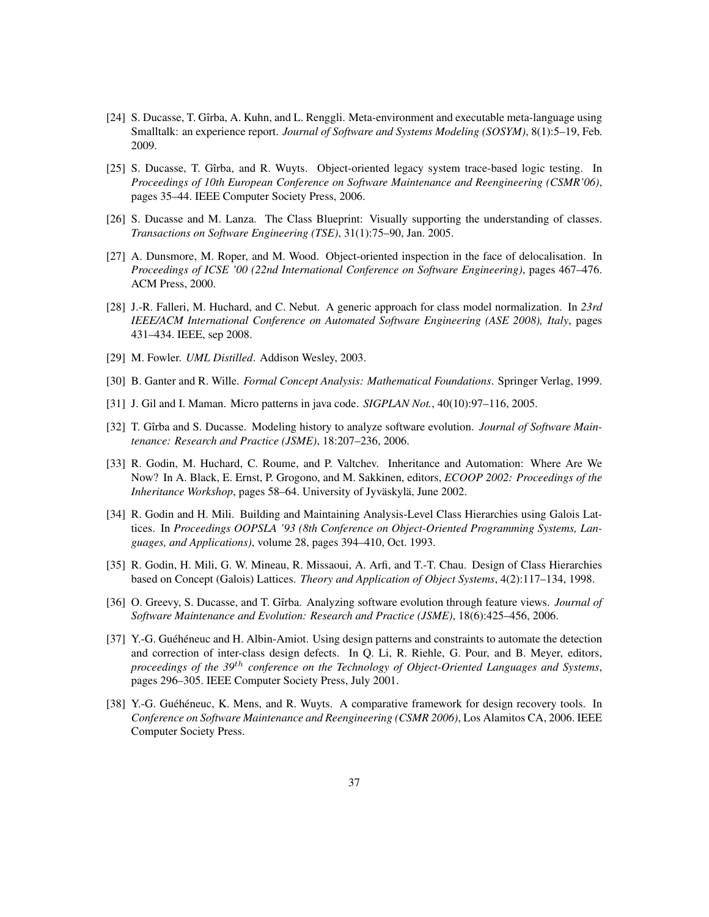[24] S. Ducasse, T. Gîrba, A. Kuhn, and L. Renggli. Meta-environment and executable meta-language using Smalltalk: an experience report. *Journal of Software and Systems Modeling (SOSYM)*, 8(1):5–19, Feb. 2009.

[25] S. Ducasse, T. Gîrba, and R. Wuyts. Object-oriented legacy system trace-based logic testing. In *Proceedings of 10th European Conference on Software Maintenance and Reengineering (CSMR'06)*, pages 35–44. IEEE Computer Society Press, 2006.

[26] S. Ducasse and M. Lanza. The Class Blueprint: Visually supporting the understanding of classes. *Transactions on Software Engineering (TSE)*, 31(1):75–90, Jan. 2005.

[27] A. Dunsmore, M. Roper, and M. Wood. Object-oriented inspection in the face of delocalisation. In *Proceedings of ICSE '00 (22nd International Conference on Software Engineering)*, pages 467–476. ACM Press, 2000.

[28] J.-R. Falleri, M. Huchard, and C. Nebut. A generic approach for class model normalization. In *23rd IEEE/ACM International Conference on Automated Software Engineering (ASE 2008), Italy*, pages 431–434. IEEE, sep 2008.

[29] M. Fowler. *UML Distilled*. Addison Wesley, 2003.

[30] B. Ganter and R. Wille. *Formal Concept Analysis: Mathematical Foundations*. Springer Verlag, 1999.

[31] J. Gil and I. Maman. Micro patterns in java code. *SIGPLAN Not.*, 40(10):97–116, 2005.

[32] T. Gîrba and S. Ducasse. Modeling history to analyze software evolution. *Journal of Software Maintenance: Research and Practice (JSME)*, 18:207–236, 2006.

[33] R. Godin, M. Huchard, C. Roume, and P. Valtchev. Inheritance and Automation: Where Are We Now? In A. Black, E. Ernst, P. Grogono, and M. Sakkinen, editors, *ECOOP 2002: Proceedings of the Inheritance Workshop*, pages 58–64. University of Jyväskylä, June 2002.

[34] R. Godin and H. Mili. Building and Maintaining Analysis-Level Class Hierarchies using Galois Lattices. In *Proceedings OOPSLA '93 (8th Conference on Object-Oriented Programming Systems, Languages, and Applications)*, volume 28, pages 394–410, Oct. 1993.

[35] R. Godin, H. Mili, G. W. Mineau, R. Missaoui, A. Arfi, and T.-T. Chau. Design of Class Hierarchies based on Concept (Galois) Lattices. *Theory and Application of Object Systems*, 4(2):117–134, 1998.

[36] O. Greevy, S. Ducasse, and T. Gîrba. Analyzing software evolution through feature views. *Journal of Software Maintenance and Evolution: Research and Practice (JSME)*, 18(6):425–456, 2006.

[37] Y.-G. Guéhéneuc and H. Albin-Amiot. Using design patterns and constraints to automate the detection and correction of inter-class design defects. In Q. Li, R. Riehle, G. Pour, and B. Meyer, editors, *proceedings of the 39$^{th}$ conference on the Technology of Object-Oriented Languages and Systems*, pages 296–305. IEEE Computer Society Press, July 2001.

[38] Y.-G. Guéhéneuc, K. Mens, and R. Wuyts. A comparative framework for design recovery tools. In *Conference on Software Maintenance and Reengineering (CSMR 2006)*, Los Alamitos CA, 2006. IEEE Computer Society Press.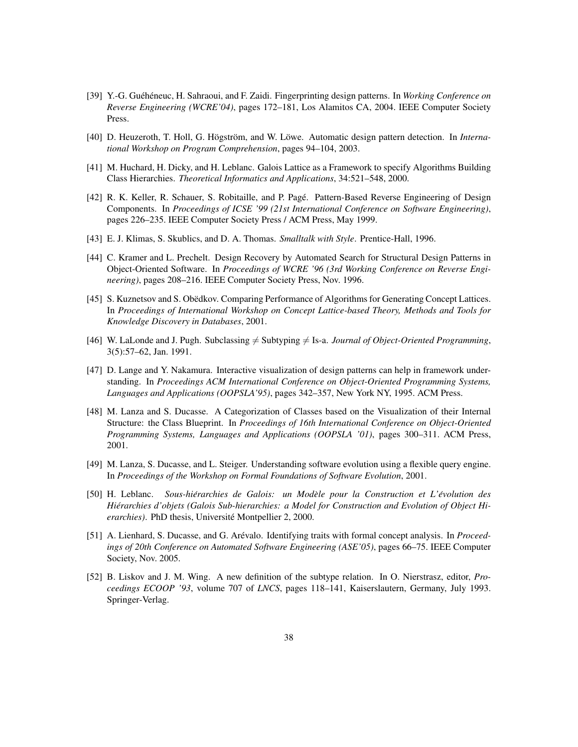[39] Y.-G. Guéhéneuc, H. Sahraoui, and F. Zaidi. Fingerprinting design patterns. In *Working Conference on Reverse Engineering (WCRE'04)*, pages 172–181, Los Alamitos CA, 2004. IEEE Computer Society Press.

[40] D. Heuzeroth, T. Holl, G. Högström, and W. Löwe. Automatic design pattern detection. In *International Workshop on Program Comprehension*, pages 94–104, 2003.

[41] M. Huchard, H. Dicky, and H. Leblanc. Galois Lattice as a Framework to specify Algorithms Building Class Hierarchies. *Theoretical Informatics and Applications*, 34:521–548, 2000.

[42] R. K. Keller, R. Schauer, S. Robitaille, and P. Pagé. Pattern-Based Reverse Engineering of Design Components. In *Proceedings of ICSE '99 (21st International Conference on Software Engineering)*, pages 226–235. IEEE Computer Society Press / ACM Press, May 1999.

[43] E. J. Klimas, S. Skublics, and D. A. Thomas. *Smalltalk with Style*. Prentice-Hall, 1996.

[44] C. Kramer and L. Prechelt. Design Recovery by Automated Search for Structural Design Patterns in Object-Oriented Software. In *Proceedings of WCRE '96 (3rd Working Conference on Reverse Engineering)*, pages 208–216. IEEE Computer Society Press, Nov. 1996.

[45] S. Kuznetsov and S. Obëdkov. Comparing Performance of Algorithms for Generating Concept Lattices. In *Proceedings of International Workshop on Concept Lattice-based Theory, Methods and Tools for Knowledge Discovery in Databases*, 2001.

[46] W. LaLonde and J. Pugh. Subclassing $\neq$ Subtyping $\neq$ Is-a. *Journal of Object-Oriented Programming*, 3(5):57–62, Jan. 1991.

[47] D. Lange and Y. Nakamura. Interactive visualization of design patterns can help in framework understanding. In *Proceedings ACM International Conference on Object-Oriented Programming Systems, Languages and Applications (OOPSLA'95)*, pages 342–357, New York NY, 1995. ACM Press.

[48] M. Lanza and S. Ducasse. A Categorization of Classes based on the Visualization of their Internal Structure: the Class Blueprint. In *Proceedings of 16th International Conference on Object-Oriented Programming Systems, Languages and Applications (OOPSLA '01)*, pages 300–311. ACM Press, 2001.

[49] M. Lanza, S. Ducasse, and L. Steiger. Understanding software evolution using a flexible query engine. In *Proceedings of the Workshop on Formal Foundations of Software Evolution*, 2001.

[50] H. Leblanc. *Sous-hiérarchies de Galois: un Modèle pour la Construction et L'évolution des Hiérarchies d'objets (Galois Sub-hierarchies: a Model for Construction and Evolution of Object Hierarchies)*. PhD thesis, Université Montpellier 2, 2000.

[51] A. Lienhard, S. Ducasse, and G. Arévalo. Identifying traits with formal concept analysis. In *Proceedings of 20th Conference on Automated Software Engineering (ASE'05)*, pages 66–75. IEEE Computer Society, Nov. 2005.

[52] B. Liskov and J. M. Wing. A new definition of the subtype relation. In O. Nierstrasz, editor, *Proceedings ECOOP '93*, volume 707 of *LNCS*, pages 118–141, Kaiserslautern, Germany, July 1993. Springer-Verlag.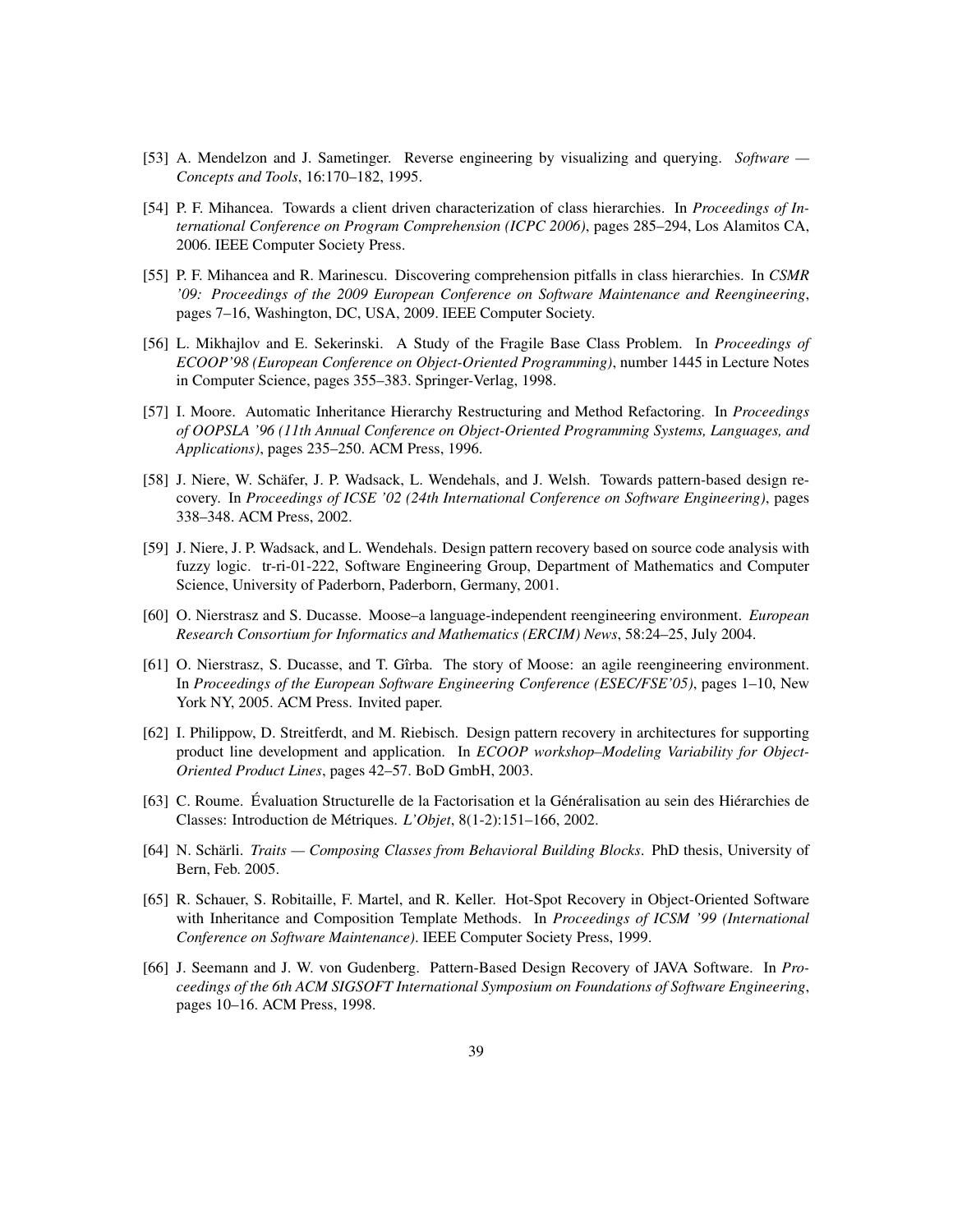[53] A. Mendelzon and J. Sametinger. Reverse engineering by visualizing and querying. *Software — Concepts and Tools*, 16:170–182, 1995.

[54] P. F. Mihancea. Towards a client driven characterization of class hierarchies. In *Proceedings of International Conference on Program Comprehension (ICPC 2006)*, pages 285–294, Los Alamitos CA, 2006. IEEE Computer Society Press.

[55] P. F. Mihancea and R. Marinescu. Discovering comprehension pitfalls in class hierarchies. In *CSMR '09: Proceedings of the 2009 European Conference on Software Maintenance and Reengineering*, pages 7–16, Washington, DC, USA, 2009. IEEE Computer Society.

[56] L. Mikhajlov and E. Sekerinski. A Study of the Fragile Base Class Problem. In *Proceedings of ECOOP'98 (European Conference on Object-Oriented Programming)*, number 1445 in Lecture Notes in Computer Science, pages 355–383. Springer-Verlag, 1998.

[57] I. Moore. Automatic Inheritance Hierarchy Restructuring and Method Refactoring. In *Proceedings of OOPSLA '96 (11th Annual Conference on Object-Oriented Programming Systems, Languages, and Applications)*, pages 235–250. ACM Press, 1996.

[58] J. Niere, W. Schäfer, J. P. Wadsack, L. Wendehals, and J. Welsh. Towards pattern-based design recovery. In *Proceedings of ICSE '02 (24th International Conference on Software Engineering)*, pages 338–348. ACM Press, 2002.

[59] J. Niere, J. P. Wadsack, and L. Wendehals. Design pattern recovery based on source code analysis with fuzzy logic. tr-ri-01-222, Software Engineering Group, Department of Mathematics and Computer Science, University of Paderborn, Paderborn, Germany, 2001.

[60] O. Nierstrasz and S. Ducasse. Moose–a language-independent reengineering environment. *European Research Consortium for Informatics and Mathematics (ERCIM) News*, 58:24–25, July 2004.

[61] O. Nierstrasz, S. Ducasse, and T. Gîrba. The story of Moose: an agile reengineering environment. In *Proceedings of the European Software Engineering Conference (ESEC/FSE'05)*, pages 1–10, New York NY, 2005. ACM Press. Invited paper.

[62] I. Philippow, D. Streitferdt, and M. Riebisch. Design pattern recovery in architectures for supporting product line development and application. In *ECOOP workshop–Modeling Variability for Object-Oriented Product Lines*, pages 42–57. BoD GmbH, 2003.

[63] C. Roume. Évaluation Structurelle de la Factorisation et la Généralisation au sein des Hiérarchies de Classes: Introduction de Métriques. *L'Objet*, 8(1-2):151–166, 2002.

[64] N. Schärli. *Traits — Composing Classes from Behavioral Building Blocks*. PhD thesis, University of Bern, Feb. 2005.

[65] R. Schauer, S. Robitaille, F. Martel, and R. Keller. Hot-Spot Recovery in Object-Oriented Software with Inheritance and Composition Template Methods. In *Proceedings of ICSM '99 (International Conference on Software Maintenance)*. IEEE Computer Society Press, 1999.

[66] J. Seemann and J. W. von Gudenberg. Pattern-Based Design Recovery of JAVA Software. In *Proceedings of the 6th ACM SIGSOFT International Symposium on Foundations of Software Engineering*, pages 10–16. ACM Press, 1998.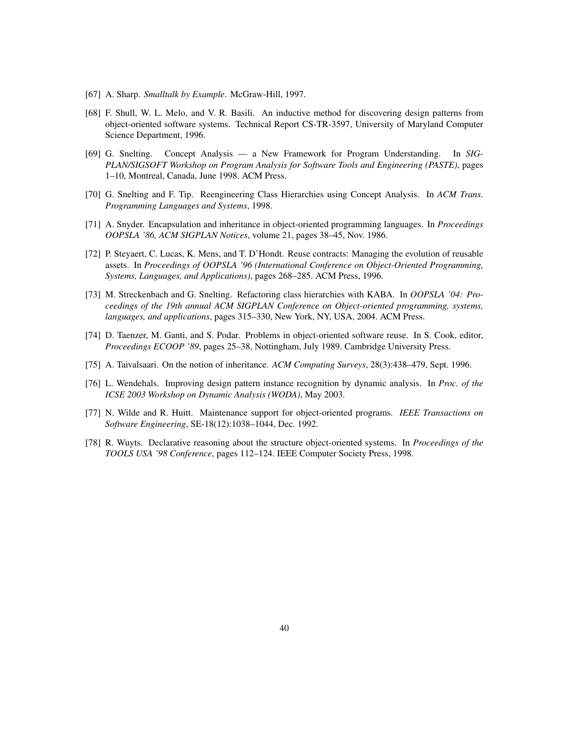[67] A. Sharp. *Smalltalk by Example*. McGraw-Hill, 1997.

[68] F. Shull, W. L. Melo, and V. R. Basili. An inductive method for discovering design patterns from object-oriented software systems. Technical Report CS-TR-3597, University of Maryland Computer Science Department, 1996.

[69] G. Snelting. Concept Analysis — a New Framework for Program Understanding. In *SIGPLAN/SIGSOFT Workshop on Program Analysis for Software Tools and Engineering (PASTE)*, pages 1–10, Montreal, Canada, June 1998. ACM Press.

[70] G. Snelting and F. Tip. Reengineering Class Hierarchies using Concept Analysis. In *ACM Trans. Programming Languages and Systems*, 1998.

[71] A. Snyder. Encapsulation and inheritance in object-oriented programming languages. In *Proceedings OOPSLA '86, ACM SIGPLAN Notices*, volume 21, pages 38–45, Nov. 1986.

[72] P. Steyaert, C. Lucas, K. Mens, and T. D'Hondt. Reuse contracts: Managing the evolution of reusable assets. In *Proceedings of OOPSLA '96 (International Conference on Object-Oriented Programming, Systems, Languages, and Applications)*, pages 268–285. ACM Press, 1996.

[73] M. Streckenbach and G. Snelting. Refactoring class hierarchies with KABA. In *OOPSLA '04: Proceedings of the 19th annual ACM SIGPLAN Conference on Object-oriented programming, systems, languages, and applications*, pages 315–330, New York, NY, USA, 2004. ACM Press.

[74] D. Taenzer, M. Ganti, and S. Podar. Problems in object-oriented software reuse. In S. Cook, editor, *Proceedings ECOOP '89*, pages 25–38, Nottingham, July 1989. Cambridge University Press.

[75] A. Taivalsaari. On the notion of inheritance. *ACM Computing Surveys*, 28(3):438–479, Sept. 1996.

[76] L. Wendehals. Improving design pattern instance recognition by dynamic analysis. In *Proc. of the ICSE 2003 Workshop on Dynamic Analysis (WODA)*, May 2003.

[77] N. Wilde and R. Huitt. Maintenance support for object-oriented programs. *IEEE Transactions on Software Engineering*, SE-18(12):1038–1044, Dec. 1992.

[78] R. Wuyts. Declarative reasoning about the structure object-oriented systems. In *Proceedings of the TOOLS USA '98 Conference*, pages 112–124. IEEE Computer Society Press, 1998.